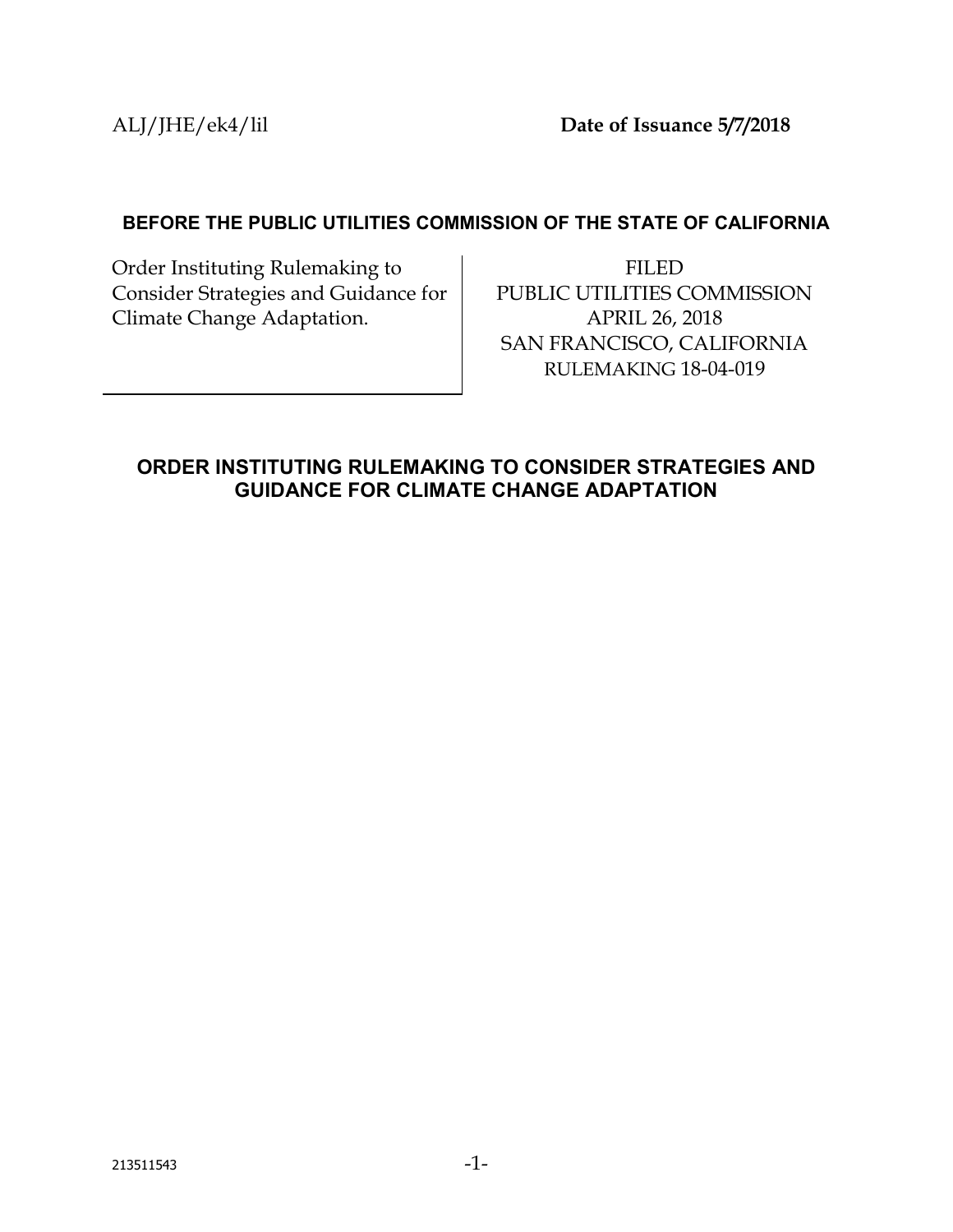ALJ/JHE/ek4/lil **Date of Issuance 5/7/2018**

**BEFORE THE PUBLIC UTILITIES COMMISSION OF THE STATE OF CALIFORNIA**

| Order Instituting Rulemaking to Consider Strategies and Guidance for Climate Change Adaptation. | FILED<br>PUBLIC UTILITIES COMMISSION<br>APRIL 26, 2018<br>SAN FRANCISCO, CALIFORNIA<br>RULEMAKING 18-04-019 |
| --- | --- |

# ORDER INSTITUTING RULEMAKING TO CONSIDER STRATEGIES AND GUIDANCE FOR CLIMATE CHANGE ADAPTATION

213511543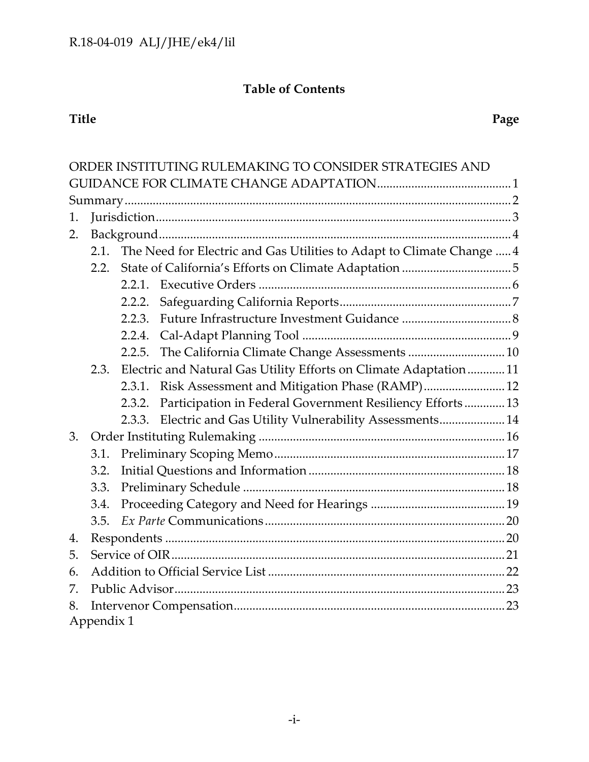**Table of Contents**

| Title | Page |
|---|---|
| ORDER INSTITUTING RULEMAKING TO CONSIDER STRATEGIES AND GUIDANCE FOR CLIMATE CHANGE ADAPTATION | 1 |
| Summary | 2 |
| 1. Jurisdiction | 3 |
| 2. Background | 4 |
| 2.1. The Need for Electric and Gas Utilities to Adapt to Climate Change | 4 |
| 2.2. State of California's Efforts on Climate Adaptation | 5 |
| 2.2.1. Executive Orders | 6 |
| 2.2.2. Safeguarding California Reports | 7 |
| 2.2.3. Future Infrastructure Investment Guidance | 8 |
| 2.2.4. Cal-Adapt Planning Tool | 9 |
| 2.2.5. The California Climate Change Assessments | 10 |
| 2.3. Electric and Natural Gas Utility Efforts on Climate Adaptation | 11 |
| 2.3.1. Risk Assessment and Mitigation Phase (RAMP) | 12 |
| 2.3.2. Participation in Federal Government Resiliency Efforts | 13 |
| 2.3.3. Electric and Gas Utility Vulnerability Assessments | 14 |
| 3. Order Instituting Rulemaking | 16 |
| 3.1. Preliminary Scoping Memo | 17 |
| 3.2. Initial Questions and Information | 18 |
| 3.3. Preliminary Schedule | 18 |
| 3.4. Proceeding Category and Need for Hearings | 19 |
| 3.5. *Ex Parte* Communications | 20 |
| 4. Respondents | 20 |
| 5. Service of OIR | 21 |
| 6. Addition to Official Service List | 22 |
| 7. Public Advisor | 23 |
| 8. Intervenor Compensation | 23 |
| Appendix 1 | |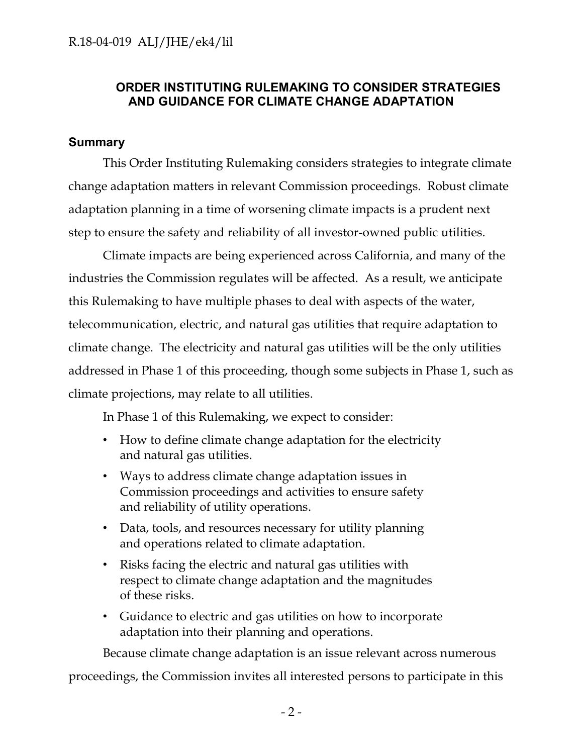## ORDER INSTITUTING RULEMAKING TO CONSIDER STRATEGIES AND GUIDANCE FOR CLIMATE CHANGE ADAPTATION

### Summary

This Order Instituting Rulemaking considers strategies to integrate climate change adaptation matters in relevant Commission proceedings. Robust climate adaptation planning in a time of worsening climate impacts is a prudent next step to ensure the safety and reliability of all investor-owned public utilities.

Climate impacts are being experienced across California, and many of the industries the Commission regulates will be affected. As a result, we anticipate this Rulemaking to have multiple phases to deal with aspects of the water, telecommunication, electric, and natural gas utilities that require adaptation to climate change. The electricity and natural gas utilities will be the only utilities addressed in Phase 1 of this proceeding, though some subjects in Phase 1, such as climate projections, may relate to all utilities.

In Phase 1 of this Rulemaking, we expect to consider:

- How to define climate change adaptation for the electricity and natural gas utilities.
- Ways to address climate change adaptation issues in Commission proceedings and activities to ensure safety and reliability of utility operations.
- Data, tools, and resources necessary for utility planning and operations related to climate adaptation.
- Risks facing the electric and natural gas utilities with respect to climate change adaptation and the magnitudes of these risks.
- Guidance to electric and gas utilities on how to incorporate adaptation into their planning and operations.

Because climate change adaptation is an issue relevant across numerous proceedings, the Commission invites all interested persons to participate in this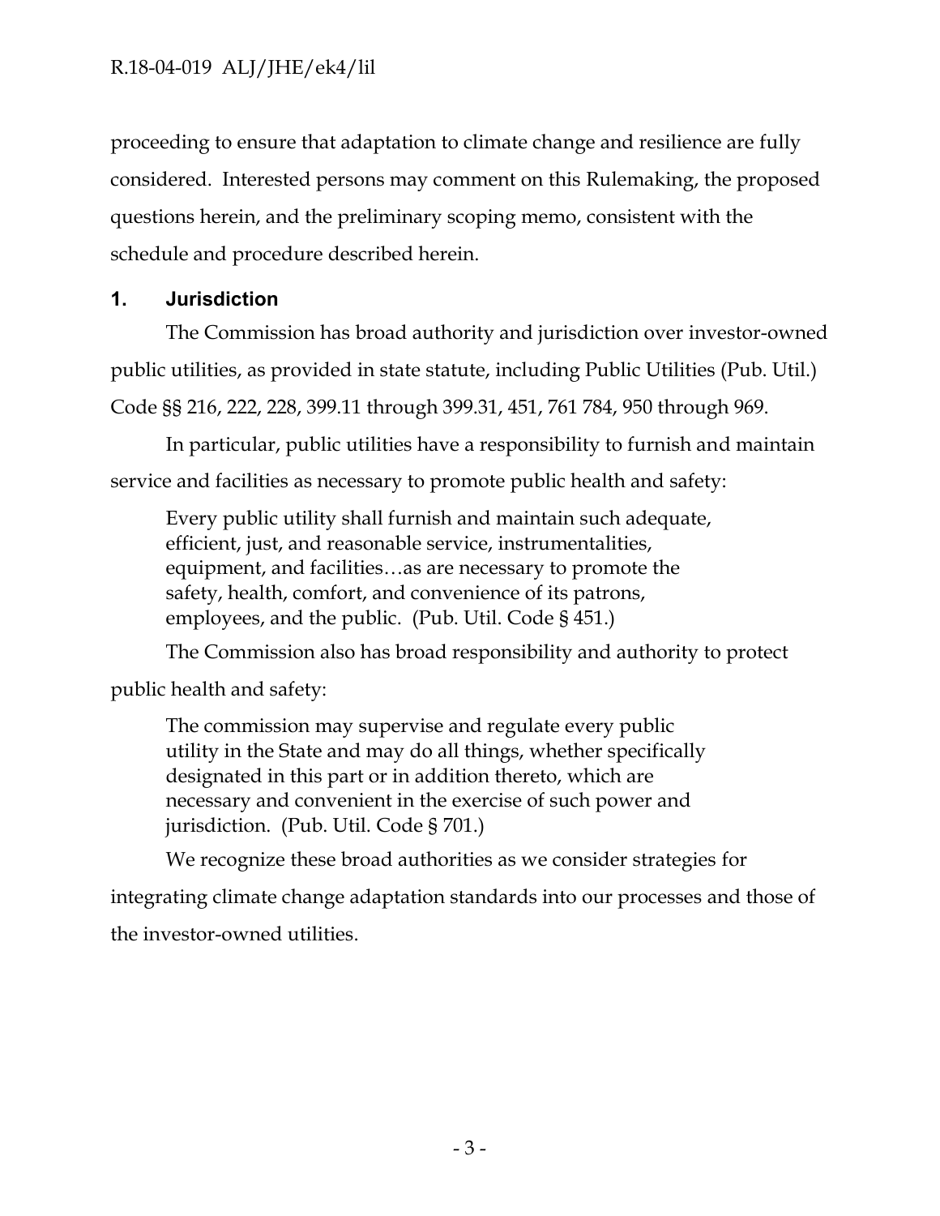proceeding to ensure that adaptation to climate change and resilience are fully considered. Interested persons may comment on this Rulemaking, the proposed questions herein, and the preliminary scoping memo, consistent with the schedule and procedure described herein.

## 1. Jurisdiction

The Commission has broad authority and jurisdiction over investor-owned public utilities, as provided in state statute, including Public Utilities (Pub. Util.) Code §§ 216, 222, 228, 399.11 through 399.31, 451, 761 784, 950 through 969.

In particular, public utilities have a responsibility to furnish and maintain service and facilities as necessary to promote public health and safety:

> Every public utility shall furnish and maintain such adequate, efficient, just, and reasonable service, instrumentalities, equipment, and facilities…as are necessary to promote the safety, health, comfort, and convenience of its patrons, employees, and the public. (Pub. Util. Code § 451.)

The Commission also has broad responsibility and authority to protect public health and safety:

> The commission may supervise and regulate every public utility in the State and may do all things, whether specifically designated in this part or in addition thereto, which are necessary and convenient in the exercise of such power and jurisdiction. (Pub. Util. Code § 701.)

We recognize these broad authorities as we consider strategies for integrating climate change adaptation standards into our processes and those of the investor-owned utilities.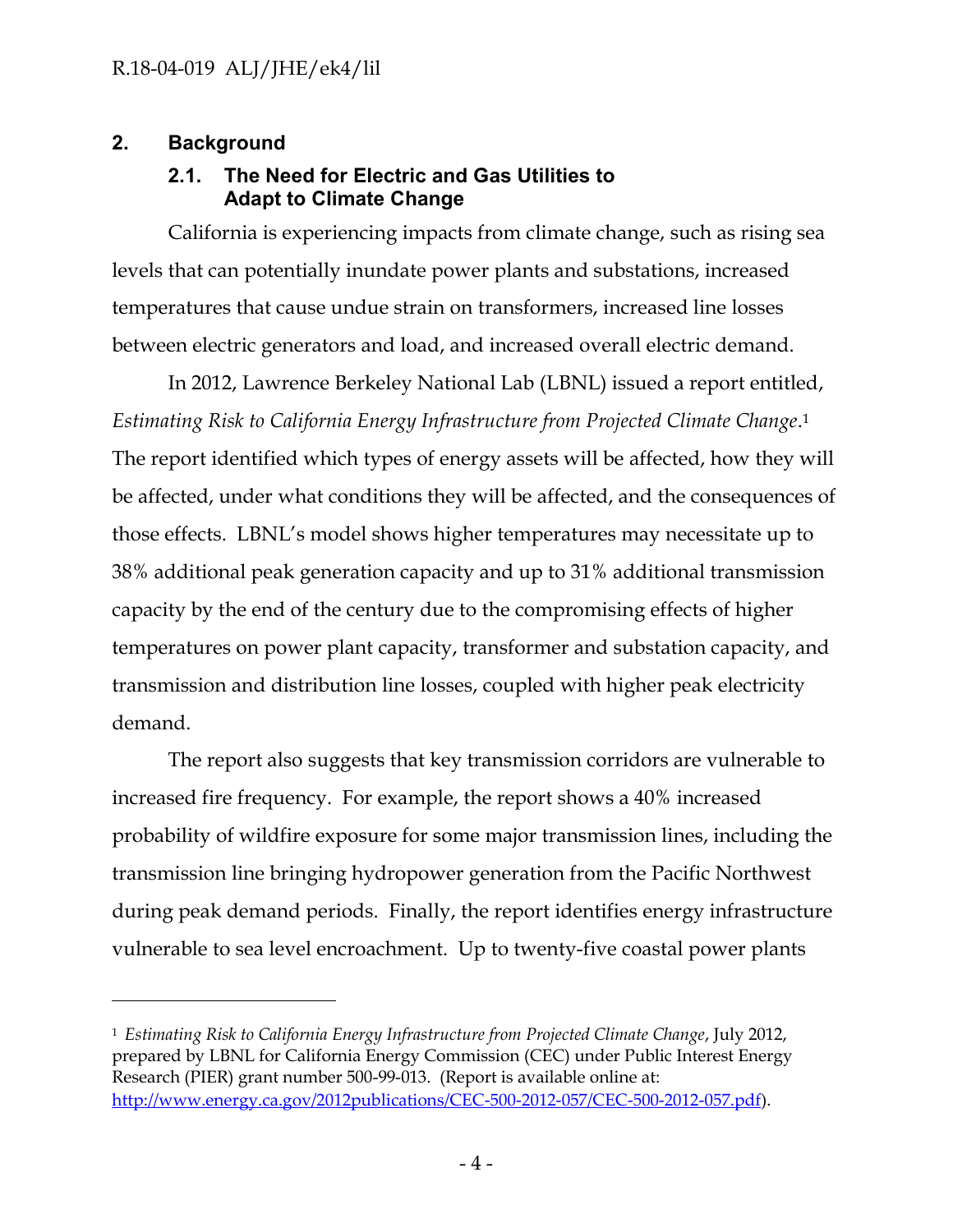## 2. Background

### 2.1. The Need for Electric and Gas Utilities to Adapt to Climate Change

California is experiencing impacts from climate change, such as rising sea levels that can potentially inundate power plants and substations, increased temperatures that cause undue strain on transformers, increased line losses between electric generators and load, and increased overall electric demand.

In 2012, Lawrence Berkeley National Lab (LBNL) issued a report entitled, *Estimating Risk to California Energy Infrastructure from Projected Climate Change*.[1] The report identified which types of energy assets will be affected, how they will be affected, under what conditions they will be affected, and the consequences of those effects. LBNL's model shows higher temperatures may necessitate up to 38% additional peak generation capacity and up to 31% additional transmission capacity by the end of the century due to the compromising effects of higher temperatures on power plant capacity, transformer and substation capacity, and transmission and distribution line losses, coupled with higher peak electricity demand.

The report also suggests that key transmission corridors are vulnerable to increased fire frequency. For example, the report shows a 40% increased probability of wildfire exposure for some major transmission lines, including the transmission line bringing hydropower generation from the Pacific Northwest during peak demand periods. Finally, the report identifies energy infrastructure vulnerable to sea level encroachment. Up to twenty-five coastal power plants

---

[1] *Estimating Risk to California Energy Infrastructure from Projected Climate Change*, July 2012, prepared by LBNL for California Energy Commission (CEC) under Public Interest Energy Research (PIER) grant number 500-99-013. (Report is available online at: http://www.energy.ca.gov/2012publications/CEC-500-2012-057/CEC-500-2012-057.pdf).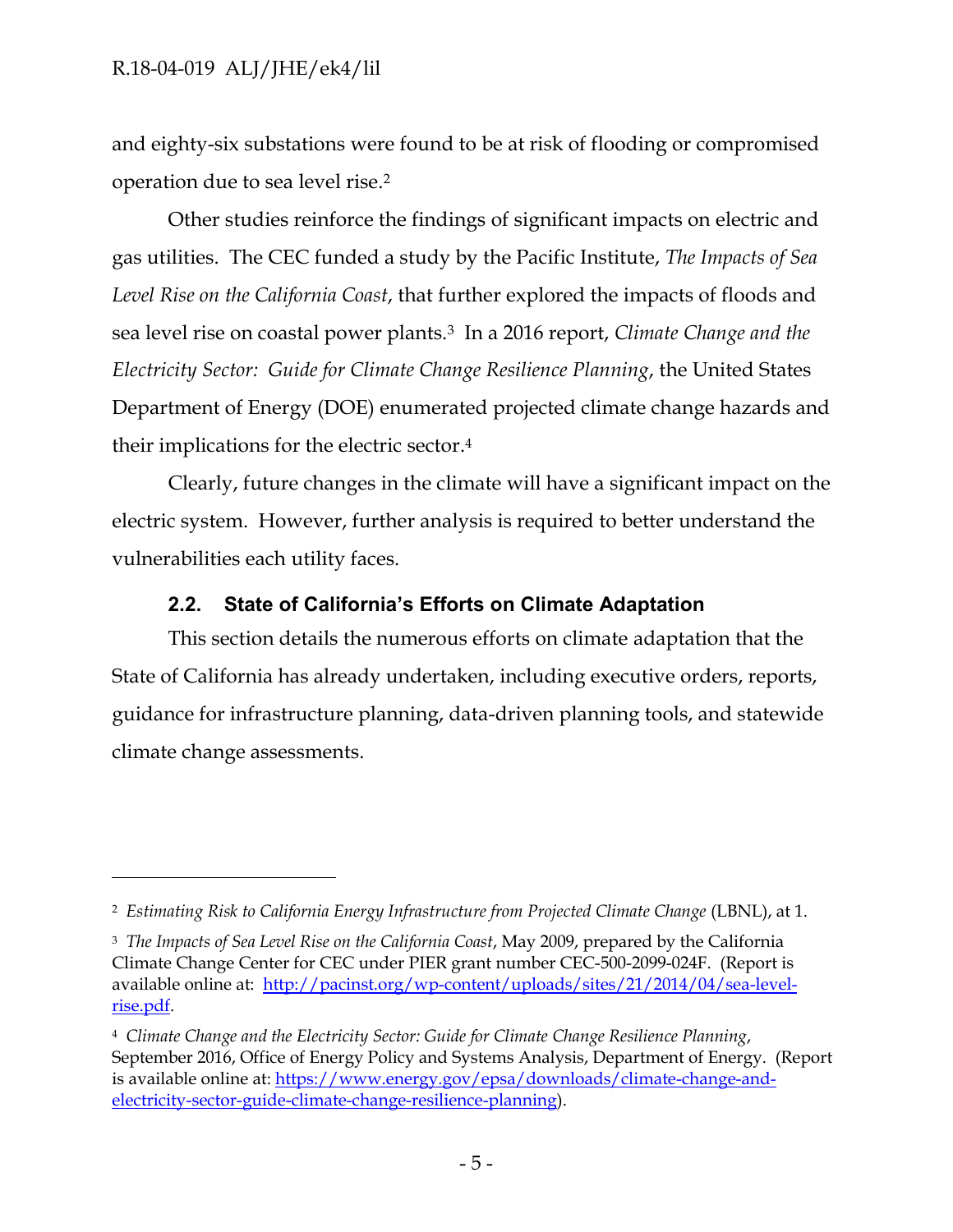and eighty-six substations were found to be at risk of flooding or compromised operation due to sea level rise.[2]

Other studies reinforce the findings of significant impacts on electric and gas utilities. The CEC funded a study by the Pacific Institute, *The Impacts of Sea Level Rise on the California Coast*, that further explored the impacts of floods and sea level rise on coastal power plants.[3] In a 2016 report, *Climate Change and the Electricity Sector: Guide for Climate Change Resilience Planning*, the United States Department of Energy (DOE) enumerated projected climate change hazards and their implications for the electric sector.[4]

Clearly, future changes in the climate will have a significant impact on the electric system. However, further analysis is required to better understand the vulnerabilities each utility faces.

### 2.2. State of California's Efforts on Climate Adaptation

This section details the numerous efforts on climate adaptation that the State of California has already undertaken, including executive orders, reports, guidance for infrastructure planning, data-driven planning tools, and statewide climate change assessments.

---

[2] *Estimating Risk to California Energy Infrastructure from Projected Climate Change* (LBNL), at 1.

[3] *The Impacts of Sea Level Rise on the California Coast*, May 2009, prepared by the California Climate Change Center for CEC under PIER grant number CEC-500-2099-024F. (Report is available online at: [http://pacinst.org/wp-content/uploads/sites/21/2014/04/sea-level-rise.pdf](http://pacinst.org/wp-content/uploads/sites/21/2014/04/sea-level-rise.pdf).

[4] *Climate Change and the Electricity Sector: Guide for Climate Change Resilience Planning*, September 2016, Office of Energy Policy and Systems Analysis, Department of Energy. (Report is available online at: [https://www.energy.gov/epsa/downloads/climate-change-and-electricity-sector-guide-climate-change-resilience-planning](https://www.energy.gov/epsa/downloads/climate-change-and-electricity-sector-guide-climate-change-resilience-planning)).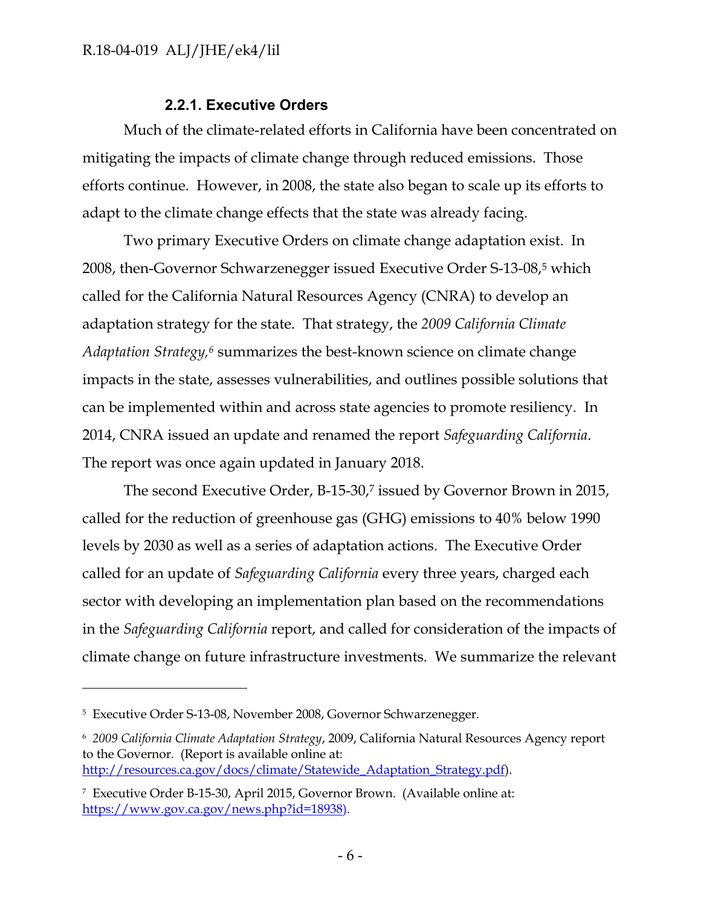#### 2.2.1. Executive Orders

Much of the climate-related efforts in California have been concentrated on mitigating the impacts of climate change through reduced emissions. Those efforts continue. However, in 2008, the state also began to scale up its efforts to adapt to the climate change effects that the state was already facing.

Two primary Executive Orders on climate change adaptation exist. In 2008, then-Governor Schwarzenegger issued Executive Order S-13-08,[5] which called for the California Natural Resources Agency (CNRA) to develop an adaptation strategy for the state. That strategy, the *2009 California Climate Adaptation Strategy*,[6] summarizes the best-known science on climate change impacts in the state, assesses vulnerabilities, and outlines possible solutions that can be implemented within and across state agencies to promote resiliency. In 2014, CNRA issued an update and renamed the report *Safeguarding California*. The report was once again updated in January 2018.

The second Executive Order, B-15-30,[7] issued by Governor Brown in 2015, called for the reduction of greenhouse gas (GHG) emissions to 40% below 1990 levels by 2030 as well as a series of adaptation actions. The Executive Order called for an update of *Safeguarding California* every three years, charged each sector with developing an implementation plan based on the recommendations in the *Safeguarding California* report, and called for consideration of the impacts of climate change on future infrastructure investments. We summarize the relevant

---

[5] Executive Order S-13-08, November 2008, Governor Schwarzenegger.

[6] *2009 California Climate Adaptation Strategy*, 2009, California Natural Resources Agency report to the Governor. (Report is available online at: http://resources.ca.gov/docs/climate/Statewide_Adaptation_Strategy.pdf).

[7] Executive Order B-15-30, April 2015, Governor Brown. (Available online at: https://www.gov.ca.gov/news.php?id=18938).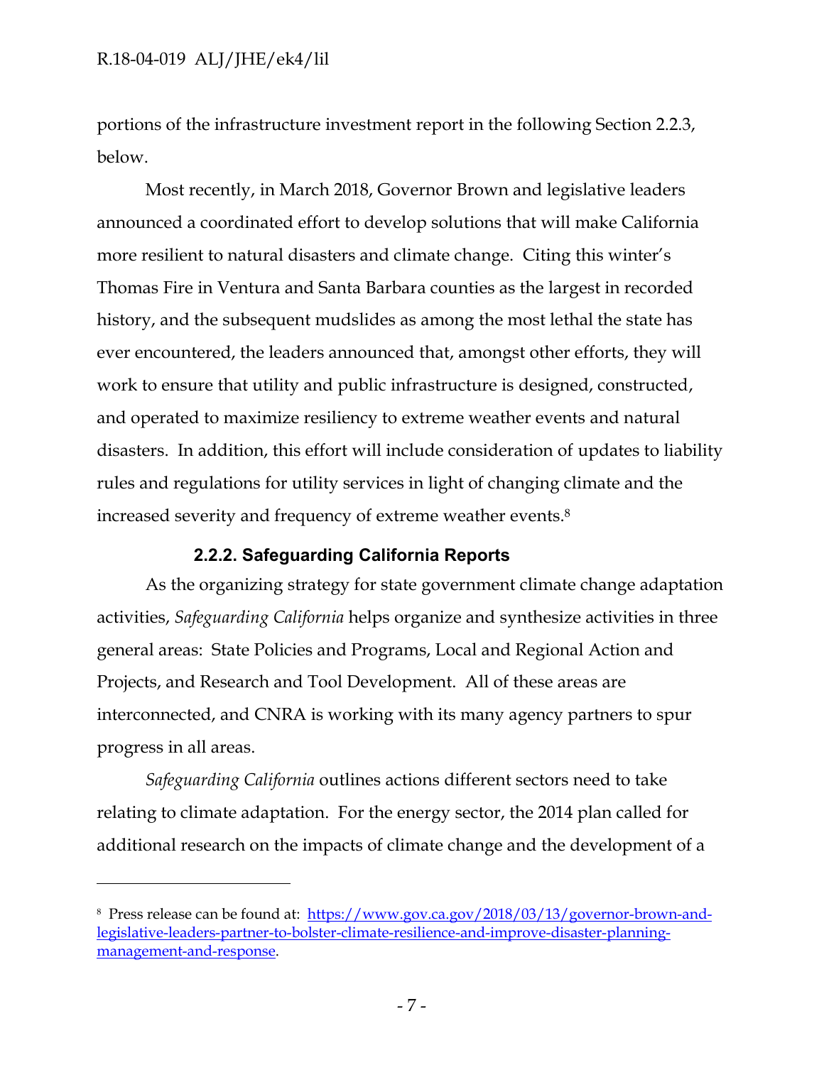portions of the infrastructure investment report in the following Section 2.2.3, below.

Most recently, in March 2018, Governor Brown and legislative leaders announced a coordinated effort to develop solutions that will make California more resilient to natural disasters and climate change. Citing this winter's Thomas Fire in Ventura and Santa Barbara counties as the largest in recorded history, and the subsequent mudslides as among the most lethal the state has ever encountered, the leaders announced that, amongst other efforts, they will work to ensure that utility and public infrastructure is designed, constructed, and operated to maximize resiliency to extreme weather events and natural disasters. In addition, this effort will include consideration of updates to liability rules and regulations for utility services in light of changing climate and the increased severity and frequency of extreme weather events.[8]

### 2.2.2. Safeguarding California Reports

As the organizing strategy for state government climate change adaptation activities, *Safeguarding California* helps organize and synthesize activities in three general areas: State Policies and Programs, Local and Regional Action and Projects, and Research and Tool Development. All of these areas are interconnected, and CNRA is working with its many agency partners to spur progress in all areas.

*Safeguarding California* outlines actions different sectors need to take relating to climate adaptation. For the energy sector, the 2014 plan called for additional research on the impacts of climate change and the development of a

---

[8] Press release can be found at: https://www.gov.ca.gov/2018/03/13/governor-brown-and-legislative-leaders-partner-to-bolster-climate-resilience-and-improve-disaster-planning-management-and-response.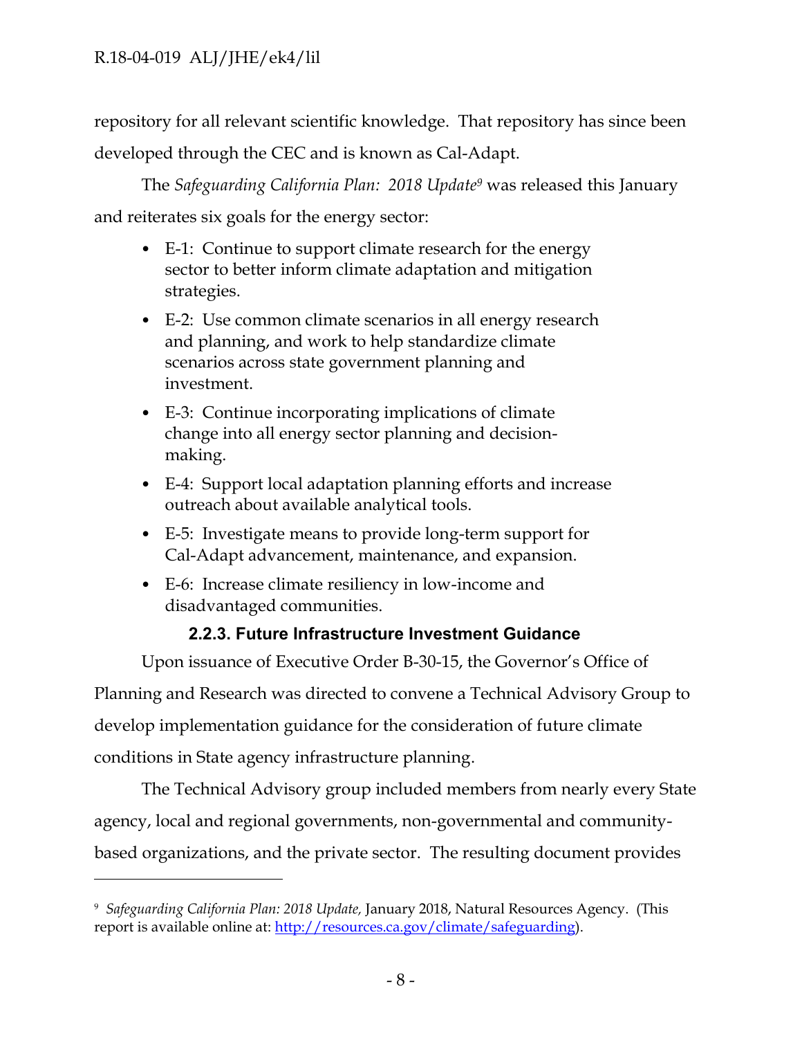repository for all relevant scientific knowledge. That repository has since been developed through the CEC and is known as Cal-Adapt.

The *Safeguarding California Plan: 2018 Update*[9] was released this January and reiterates six goals for the energy sector:

- E-1: Continue to support climate research for the energy sector to better inform climate adaptation and mitigation strategies.
- E-2: Use common climate scenarios in all energy research and planning, and work to help standardize climate scenarios across state government planning and investment.
- E-3: Continue incorporating implications of climate change into all energy sector planning and decision-making.
- E-4: Support local adaptation planning efforts and increase outreach about available analytical tools.
- E-5: Investigate means to provide long-term support for Cal-Adapt advancement, maintenance, and expansion.
- E-6: Increase climate resiliency in low-income and disadvantaged communities.

### 2.2.3. Future Infrastructure Investment Guidance

Upon issuance of Executive Order B-30-15, the Governor's Office of Planning and Research was directed to convene a Technical Advisory Group to develop implementation guidance for the consideration of future climate conditions in State agency infrastructure planning.

The Technical Advisory group included members from nearly every State agency, local and regional governments, non-governmental and community-based organizations, and the private sector. The resulting document provides

---

[9] *Safeguarding California Plan: 2018 Update,* January 2018, Natural Resources Agency. (This report is available online at: http://resources.ca.gov/climate/safeguarding).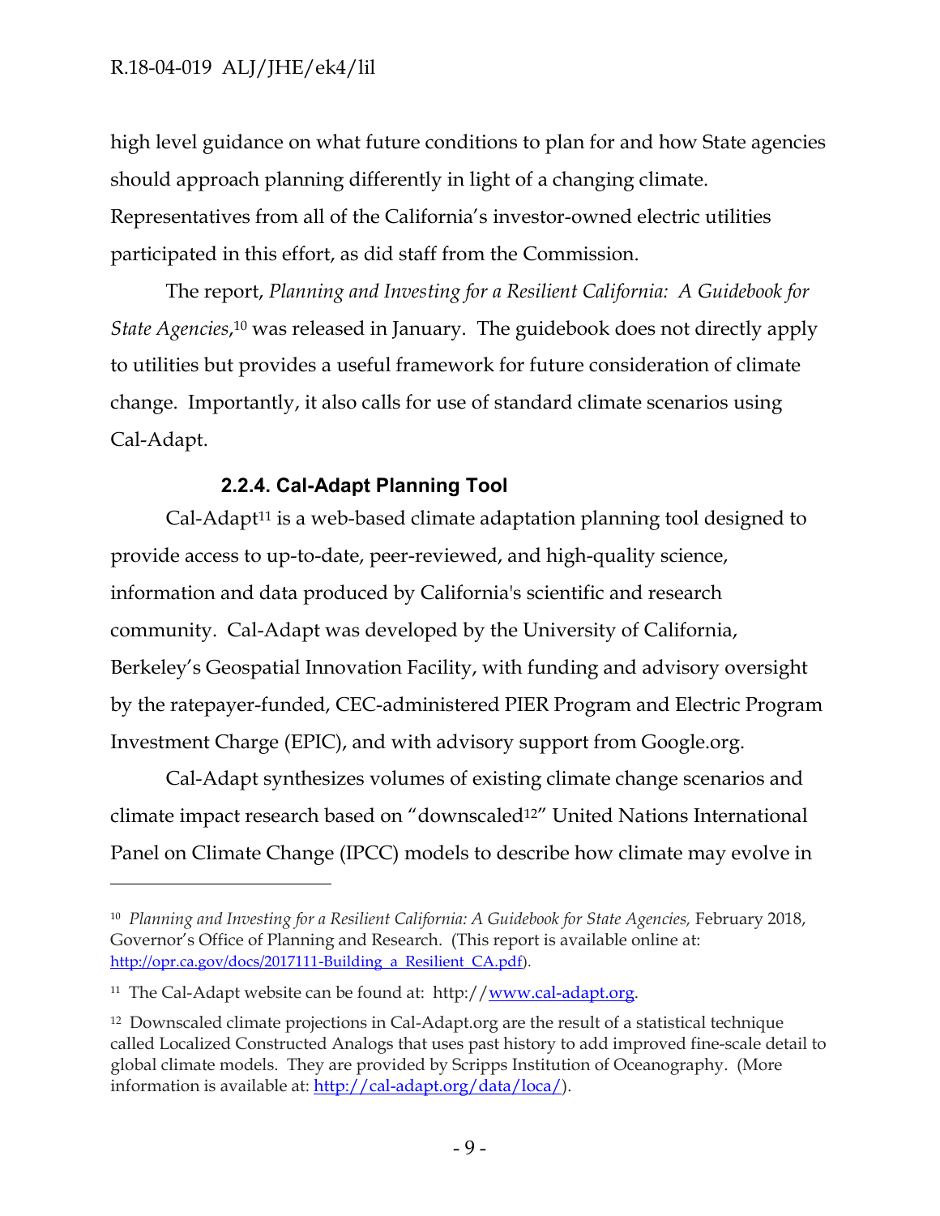high level guidance on what future conditions to plan for and how State agencies should approach planning differently in light of a changing climate. Representatives from all of the California's investor-owned electric utilities participated in this effort, as did staff from the Commission.

The report, *Planning and Investing for a Resilient California: A Guidebook for State Agencies*,[10] was released in January. The guidebook does not directly apply to utilities but provides a useful framework for future consideration of climate change. Importantly, it also calls for use of standard climate scenarios using Cal-Adapt.

### 2.2.4. Cal-Adapt Planning Tool

Cal-Adapt[11] is a web-based climate adaptation planning tool designed to provide access to up-to-date, peer-reviewed, and high-quality science, information and data produced by California's scientific and research community. Cal-Adapt was developed by the University of California, Berkeley's Geospatial Innovation Facility, with funding and advisory oversight by the ratepayer-funded, CEC-administered PIER Program and Electric Program Investment Charge (EPIC), and with advisory support from Google.org.

Cal-Adapt synthesizes volumes of existing climate change scenarios and climate impact research based on "downscaled[12]" United Nations International Panel on Climate Change (IPCC) models to describe how climate may evolve in

---

[10] *Planning and Investing for a Resilient California: A Guidebook for State Agencies,* February 2018, Governor's Office of Planning and Research. (This report is available online at: http://opr.ca.gov/docs/2017111-Building_a_Resilient_CA.pdf).

[11] The Cal-Adapt website can be found at: http://www.cal-adapt.org.

[12] Downscaled climate projections in Cal-Adapt.org are the result of a statistical technique called Localized Constructed Analogs that uses past history to add improved fine-scale detail to global climate models. They are provided by Scripps Institution of Oceanography. (More information is available at: http://cal-adapt.org/data/loca/).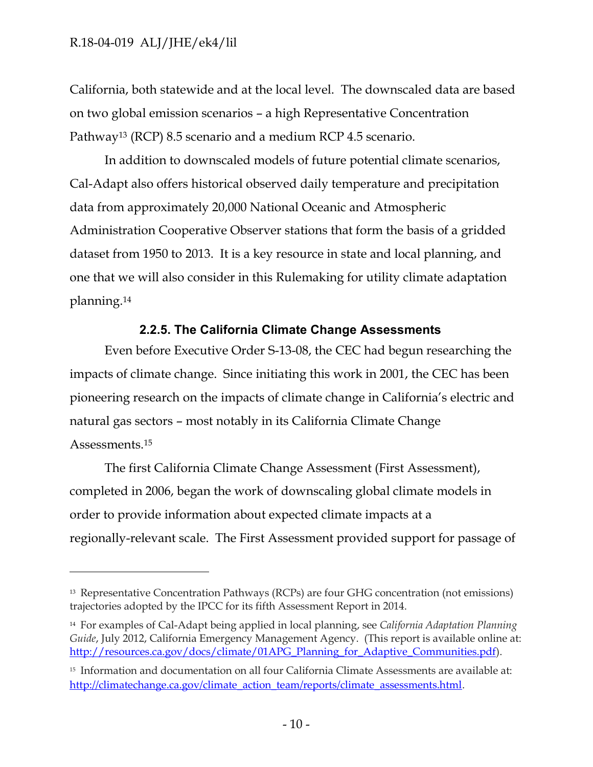California, both statewide and at the local level. The downscaled data are based on two global emission scenarios – a high Representative Concentration Pathway[13] (RCP) 8.5 scenario and a medium RCP 4.5 scenario.

In addition to downscaled models of future potential climate scenarios, Cal-Adapt also offers historical observed daily temperature and precipitation data from approximately 20,000 National Oceanic and Atmospheric Administration Cooperative Observer stations that form the basis of a gridded dataset from 1950 to 2013. It is a key resource in state and local planning, and one that we will also consider in this Rulemaking for utility climate adaptation planning.[14]

### 2.2.5. The California Climate Change Assessments

Even before Executive Order S-13-08, the CEC had begun researching the impacts of climate change. Since initiating this work in 2001, the CEC has been pioneering research on the impacts of climate change in California's electric and natural gas sectors – most notably in its California Climate Change Assessments.[15]

The first California Climate Change Assessment (First Assessment), completed in 2006, began the work of downscaling global climate models in order to provide information about expected climate impacts at a regionally-relevant scale. The First Assessment provided support for passage of

---

[13] Representative Concentration Pathways (RCPs) are four GHG concentration (not emissions) trajectories adopted by the IPCC for its fifth Assessment Report in 2014.

[14] For examples of Cal-Adapt being applied in local planning, see *California Adaptation Planning Guide*, July 2012, California Emergency Management Agency. (This report is available online at: http://resources.ca.gov/docs/climate/01APG_Planning_for_Adaptive_Communities.pdf).

[15] Information and documentation on all four California Climate Assessments are available at: http://climatechange.ca.gov/climate_action_team/reports/climate_assessments.html.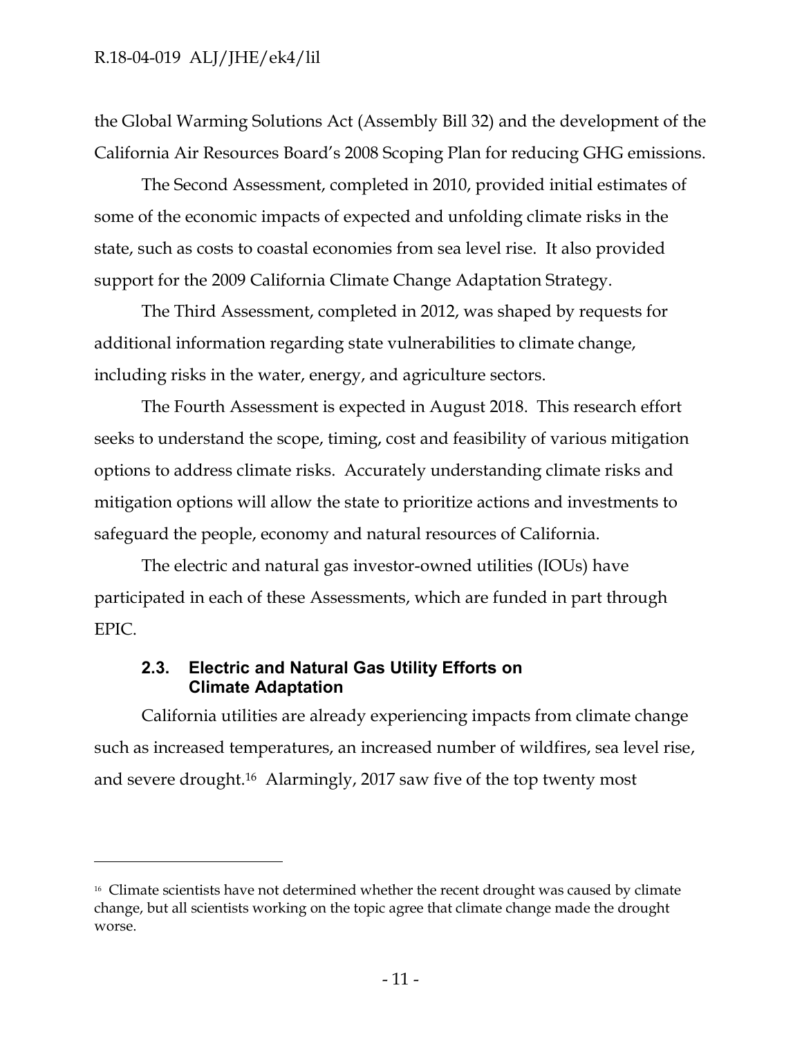the Global Warming Solutions Act (Assembly Bill 32) and the development of the California Air Resources Board's 2008 Scoping Plan for reducing GHG emissions.

The Second Assessment, completed in 2010, provided initial estimates of some of the economic impacts of expected and unfolding climate risks in the state, such as costs to coastal economies from sea level rise. It also provided support for the 2009 California Climate Change Adaptation Strategy.

The Third Assessment, completed in 2012, was shaped by requests for additional information regarding state vulnerabilities to climate change, including risks in the water, energy, and agriculture sectors.

The Fourth Assessment is expected in August 2018. This research effort seeks to understand the scope, timing, cost and feasibility of various mitigation options to address climate risks. Accurately understanding climate risks and mitigation options will allow the state to prioritize actions and investments to safeguard the people, economy and natural resources of California.

The electric and natural gas investor-owned utilities (IOUs) have participated in each of these Assessments, which are funded in part through EPIC.

### 2.3. Electric and Natural Gas Utility Efforts on Climate Adaptation

California utilities are already experiencing impacts from climate change such as increased temperatures, an increased number of wildfires, sea level rise, and severe drought.[16] Alarmingly, 2017 saw five of the top twenty most

---

[16] Climate scientists have not determined whether the recent drought was caused by climate change, but all scientists working on the topic agree that climate change made the drought worse.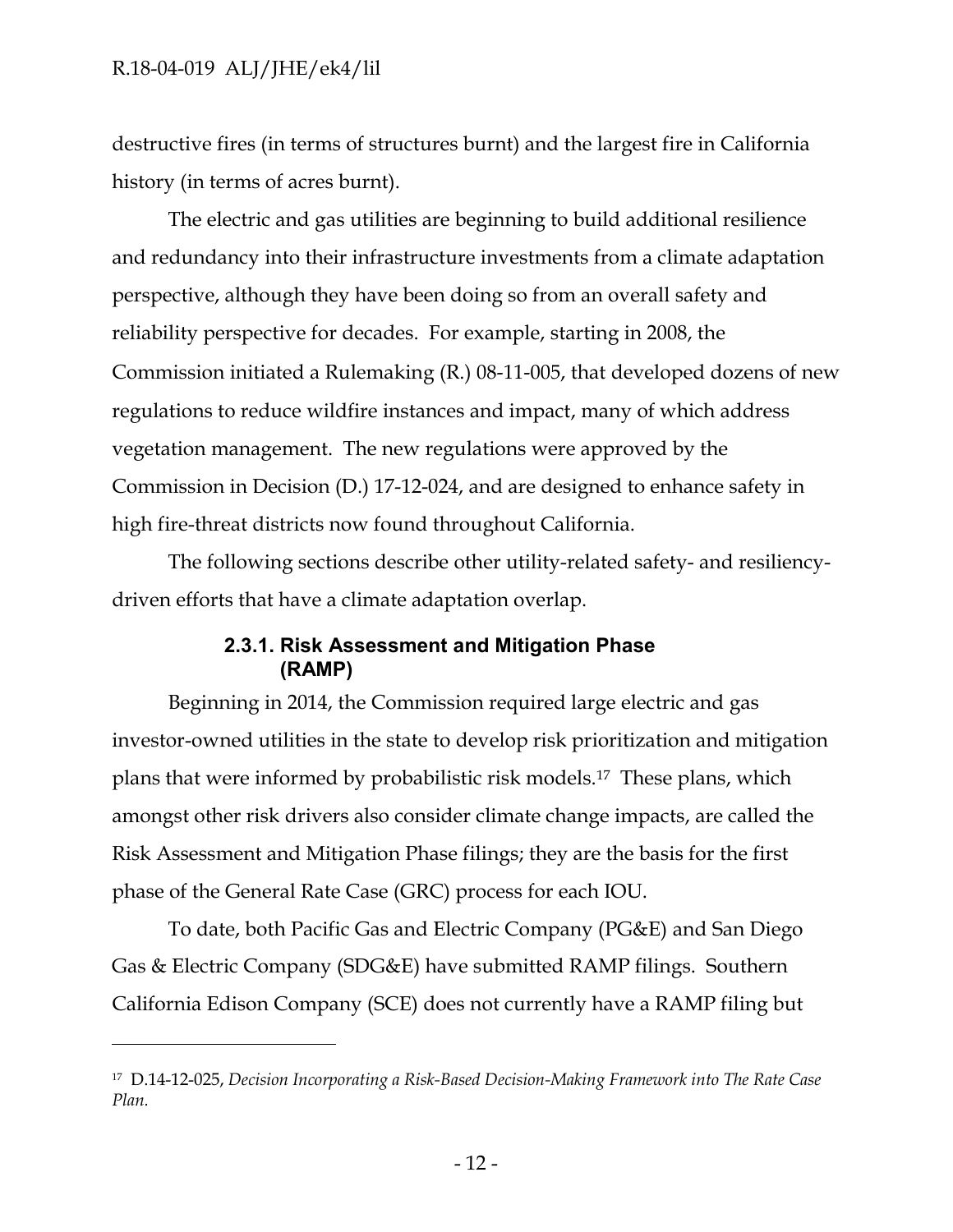destructive fires (in terms of structures burnt) and the largest fire in California history (in terms of acres burnt).

The electric and gas utilities are beginning to build additional resilience and redundancy into their infrastructure investments from a climate adaptation perspective, although they have been doing so from an overall safety and reliability perspective for decades. For example, starting in 2008, the Commission initiated a Rulemaking (R.) 08-11-005, that developed dozens of new regulations to reduce wildfire instances and impact, many of which address vegetation management. The new regulations were approved by the Commission in Decision (D.) 17-12-024, and are designed to enhance safety in high fire-threat districts now found throughout California.

The following sections describe other utility-related safety- and resiliency-driven efforts that have a climate adaptation overlap.

### 2.3.1. Risk Assessment and Mitigation Phase (RAMP)

Beginning in 2014, the Commission required large electric and gas investor-owned utilities in the state to develop risk prioritization and mitigation plans that were informed by probabilistic risk models.[17] These plans, which amongst other risk drivers also consider climate change impacts, are called the Risk Assessment and Mitigation Phase filings; they are the basis for the first phase of the General Rate Case (GRC) process for each IOU.

To date, both Pacific Gas and Electric Company (PG&E) and San Diego Gas & Electric Company (SDG&E) have submitted RAMP filings. Southern California Edison Company (SCE) does not currently have a RAMP filing but

---

[17] D.14-12-025, *Decision Incorporating a Risk-Based Decision-Making Framework into The Rate Case Plan.*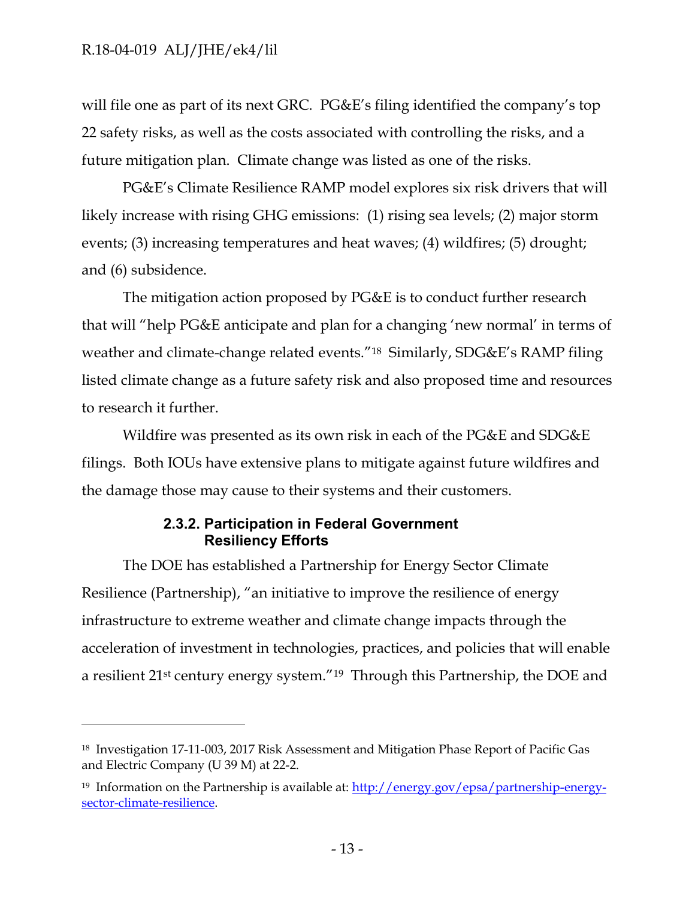will file one as part of its next GRC. PG&E's filing identified the company's top 22 safety risks, as well as the costs associated with controlling the risks, and a future mitigation plan. Climate change was listed as one of the risks.

PG&E's Climate Resilience RAMP model explores six risk drivers that will likely increase with rising GHG emissions: (1) rising sea levels; (2) major storm events; (3) increasing temperatures and heat waves; (4) wildfires; (5) drought; and (6) subsidence.

The mitigation action proposed by PG&E is to conduct further research that will "help PG&E anticipate and plan for a changing 'new normal' in terms of weather and climate-change related events."[18] Similarly, SDG&E's RAMP filing listed climate change as a future safety risk and also proposed time and resources to research it further.

Wildfire was presented as its own risk in each of the PG&E and SDG&E filings. Both IOUs have extensive plans to mitigate against future wildfires and the damage those may cause to their systems and their customers.

#### 2.3.2. Participation in Federal Government Resiliency Efforts

The DOE has established a Partnership for Energy Sector Climate Resilience (Partnership), "an initiative to improve the resilience of energy infrastructure to extreme weather and climate change impacts through the acceleration of investment in technologies, practices, and policies that will enable a resilient 21st century energy system."[19] Through this Partnership, the DOE and

---

[18] Investigation 17-11-003, 2017 Risk Assessment and Mitigation Phase Report of Pacific Gas and Electric Company (U 39 M) at 22-2.

[19] Information on the Partnership is available at: [http://energy.gov/epsa/partnership-energy-sector-climate-resilience](http://energy.gov/epsa/partnership-energy-sector-climate-resilience).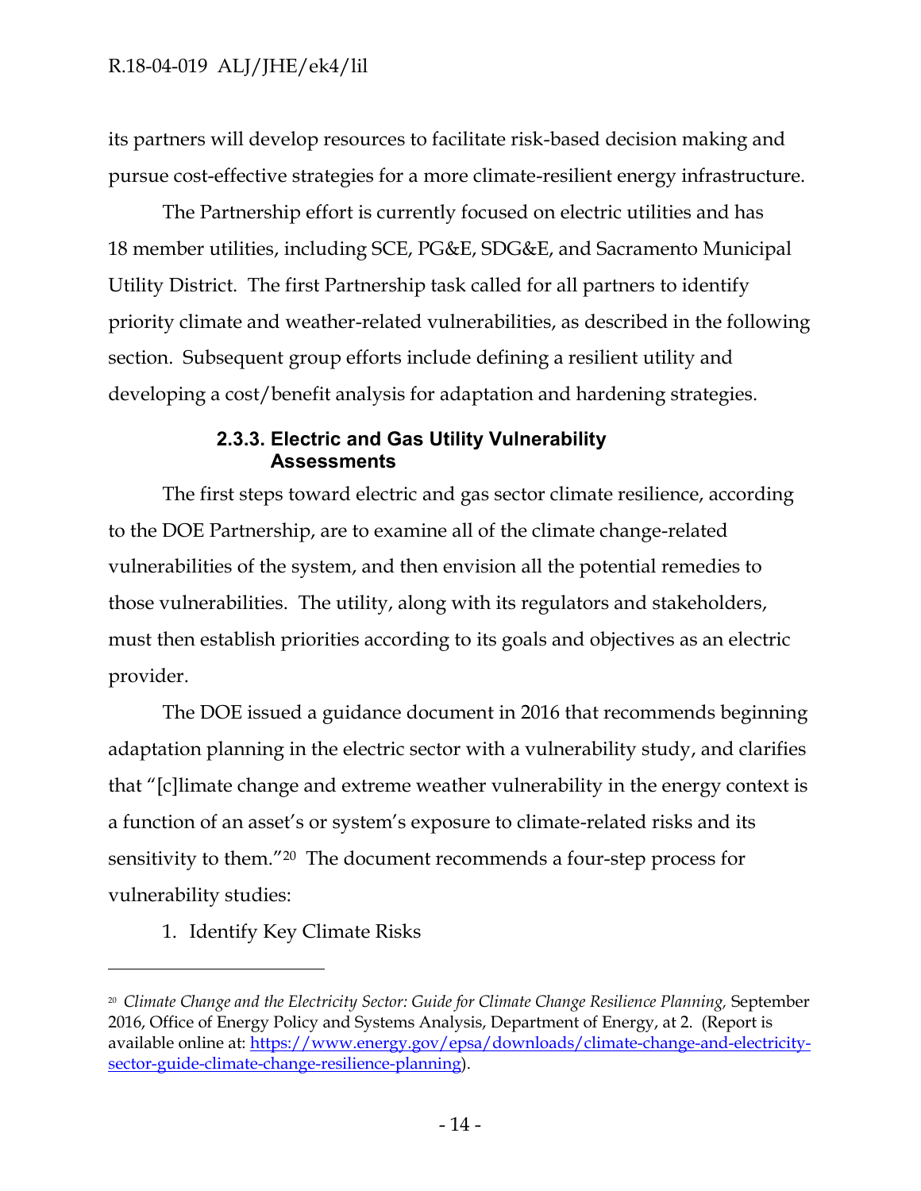its partners will develop resources to facilitate risk-based decision making and pursue cost-effective strategies for a more climate-resilient energy infrastructure.

The Partnership effort is currently focused on electric utilities and has 18 member utilities, including SCE, PG&E, SDG&E, and Sacramento Municipal Utility District. The first Partnership task called for all partners to identify priority climate and weather-related vulnerabilities, as described in the following section. Subsequent group efforts include defining a resilient utility and developing a cost/benefit analysis for adaptation and hardening strategies.

### 2.3.3. Electric and Gas Utility Vulnerability Assessments

The first steps toward electric and gas sector climate resilience, according to the DOE Partnership, are to examine all of the climate change-related vulnerabilities of the system, and then envision all the potential remedies to those vulnerabilities. The utility, along with its regulators and stakeholders, must then establish priorities according to its goals and objectives as an electric provider.

The DOE issued a guidance document in 2016 that recommends beginning adaptation planning in the electric sector with a vulnerability study, and clarifies that "[c]limate change and extreme weather vulnerability in the energy context is a function of an asset's or system's exposure to climate-related risks and its sensitivity to them."[20] The document recommends a four-step process for vulnerability studies:

1. Identify Key Climate Risks

---

[20] *Climate Change and the Electricity Sector: Guide for Climate Change Resilience Planning,* September 2016, Office of Energy Policy and Systems Analysis, Department of Energy, at 2. (Report is available online at: https://www.energy.gov/epsa/downloads/climate-change-and-electricity-sector-guide-climate-change-resilience-planning).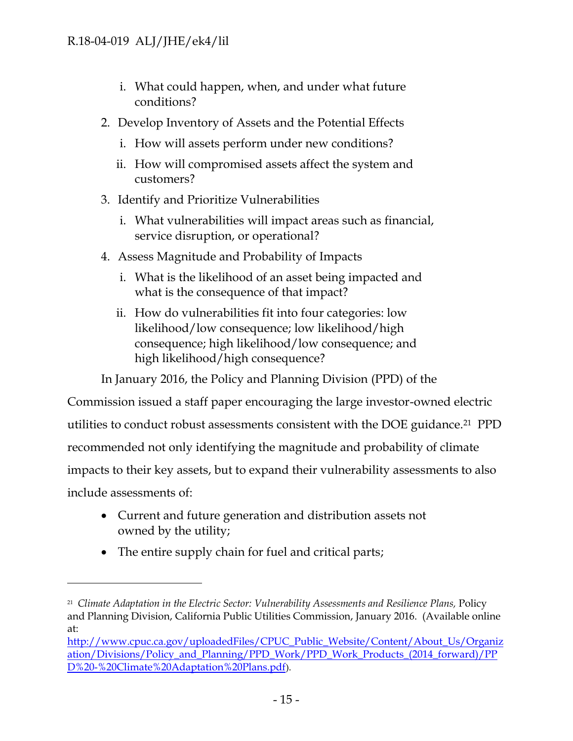i. What could happen, when, and under what future conditions?

2. Develop Inventory of Assets and the Potential Effects
   i. How will assets perform under new conditions?
   ii. How will compromised assets affect the system and customers?
3. Identify and Prioritize Vulnerabilities
   i. What vulnerabilities will impact areas such as financial, service disruption, or operational?
4. Assess Magnitude and Probability of Impacts
   i. What is the likelihood of an asset being impacted and what is the consequence of that impact?
   ii. How do vulnerabilities fit into four categories: low likelihood/low consequence; low likelihood/high consequence; high likelihood/low consequence; and high likelihood/high consequence?

In January 2016, the Policy and Planning Division (PPD) of the Commission issued a staff paper encouraging the large investor-owned electric utilities to conduct robust assessments consistent with the DOE guidance.[21] PPD recommended not only identifying the magnitude and probability of climate impacts to their key assets, but to expand their vulnerability assessments to also include assessments of:

- Current and future generation and distribution assets not owned by the utility;
- The entire supply chain for fuel and critical parts;

---

[21] *Climate Adaptation in the Electric Sector: Vulnerability Assessments and Resilience Plans,* Policy and Planning Division, California Public Utilities Commission, January 2016. (Available online at: http://www.cpuc.ca.gov/uploadedFiles/CPUC_Public_Website/Content/About_Us/Organization/Divisions/Policy_and_Planning/PPD_Work/PPD_Work_Products_(2014_forward)/PPD%20-%20Climate%20Adaptation%20Plans.pdf).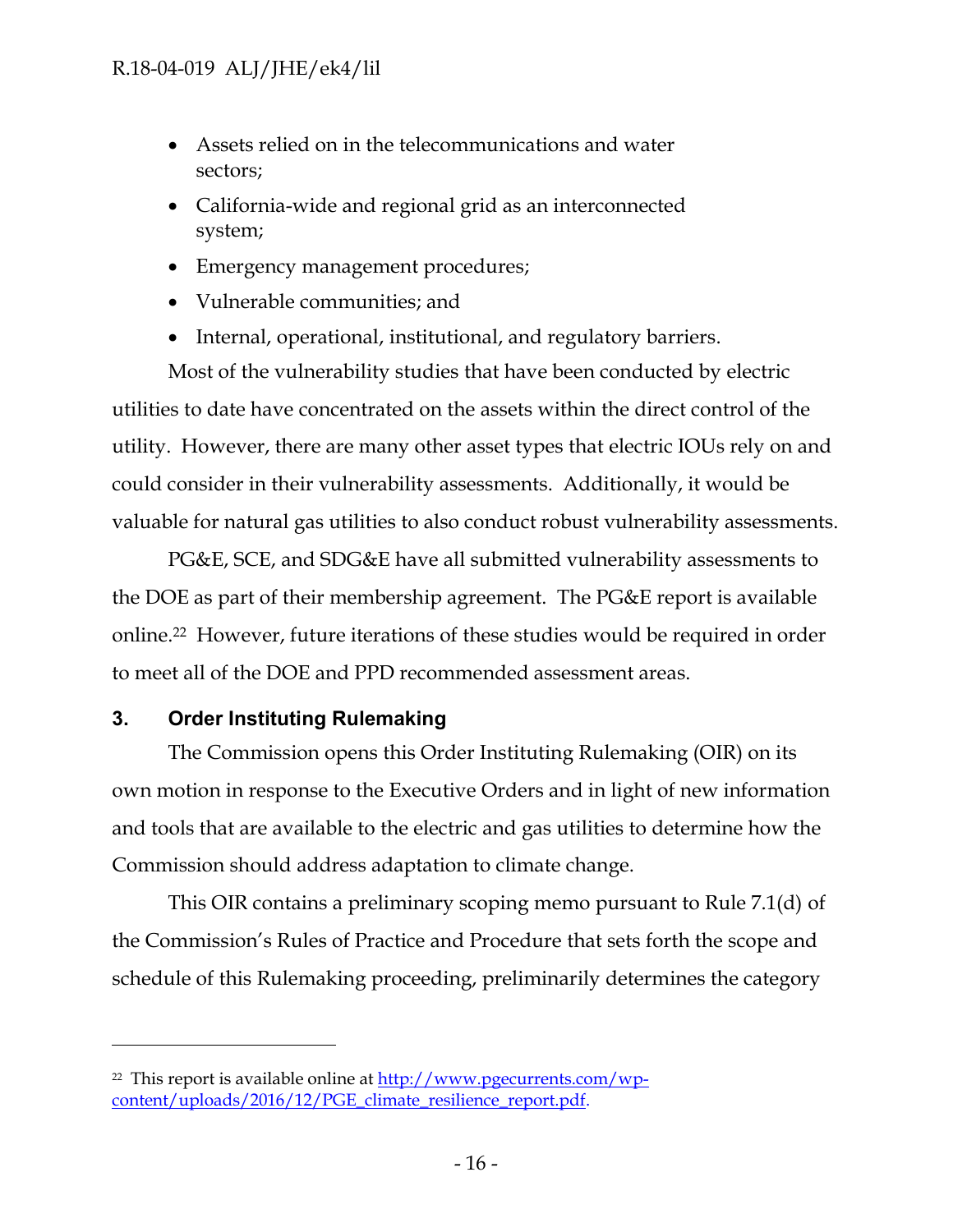- Assets relied on in the telecommunications and water sectors;
- California-wide and regional grid as an interconnected system;
- Emergency management procedures;
- Vulnerable communities; and
- Internal, operational, institutional, and regulatory barriers.

Most of the vulnerability studies that have been conducted by electric utilities to date have concentrated on the assets within the direct control of the utility. However, there are many other asset types that electric IOUs rely on and could consider in their vulnerability assessments. Additionally, it would be valuable for natural gas utilities to also conduct robust vulnerability assessments.

PG&E, SCE, and SDG&E have all submitted vulnerability assessments to the DOE as part of their membership agreement. The PG&E report is available online.[22] However, future iterations of these studies would be required in order to meet all of the DOE and PPD recommended assessment areas.

## 3. Order Instituting Rulemaking

The Commission opens this Order Instituting Rulemaking (OIR) on its own motion in response to the Executive Orders and in light of new information and tools that are available to the electric and gas utilities to determine how the Commission should address adaptation to climate change.

This OIR contains a preliminary scoping memo pursuant to Rule 7.1(d) of the Commission's Rules of Practice and Procedure that sets forth the scope and schedule of this Rulemaking proceeding, preliminarily determines the category

---

[22] This report is available online at http://www.pgecurrents.com/wp-content/uploads/2016/12/PGE_climate_resilience_report.pdf.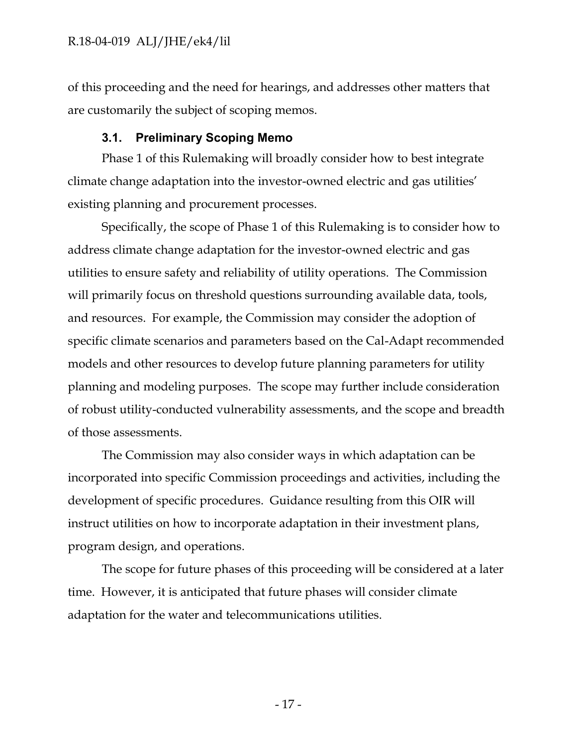of this proceeding and the need for hearings, and addresses other matters that are customarily the subject of scoping memos.

### 3.1. Preliminary Scoping Memo

Phase 1 of this Rulemaking will broadly consider how to best integrate climate change adaptation into the investor-owned electric and gas utilities' existing planning and procurement processes.

Specifically, the scope of Phase 1 of this Rulemaking is to consider how to address climate change adaptation for the investor-owned electric and gas utilities to ensure safety and reliability of utility operations. The Commission will primarily focus on threshold questions surrounding available data, tools, and resources. For example, the Commission may consider the adoption of specific climate scenarios and parameters based on the Cal-Adapt recommended models and other resources to develop future planning parameters for utility planning and modeling purposes. The scope may further include consideration of robust utility-conducted vulnerability assessments, and the scope and breadth of those assessments.

The Commission may also consider ways in which adaptation can be incorporated into specific Commission proceedings and activities, including the development of specific procedures. Guidance resulting from this OIR will instruct utilities on how to incorporate adaptation in their investment plans, program design, and operations.

The scope for future phases of this proceeding will be considered at a later time. However, it is anticipated that future phases will consider climate adaptation for the water and telecommunications utilities.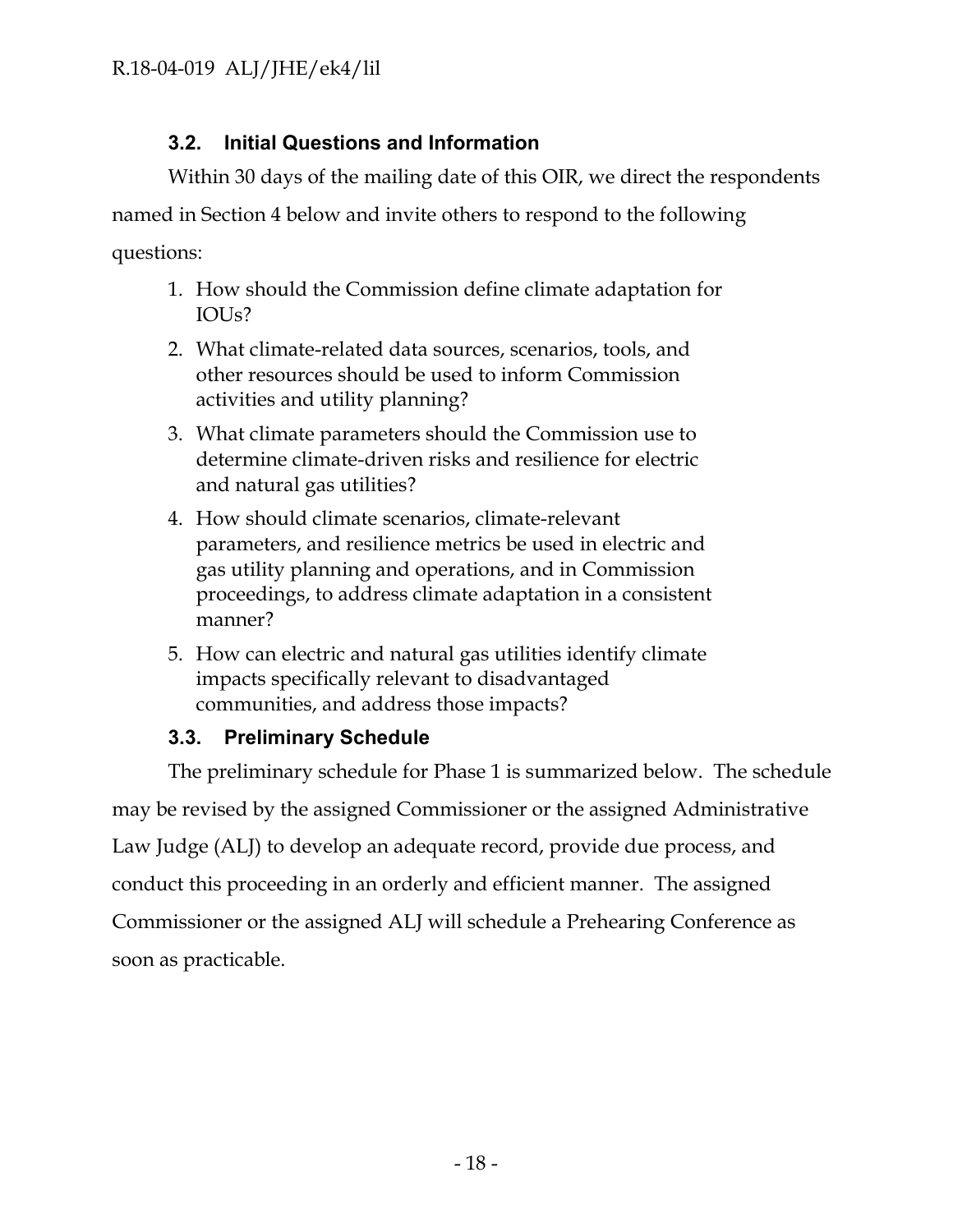### 3.2. Initial Questions and Information

Within 30 days of the mailing date of this OIR, we direct the respondents named in Section 4 below and invite others to respond to the following questions:

1. How should the Commission define climate adaptation for IOUs?
2. What climate-related data sources, scenarios, tools, and other resources should be used to inform Commission activities and utility planning?
3. What climate parameters should the Commission use to determine climate-driven risks and resilience for electric and natural gas utilities?
4. How should climate scenarios, climate-relevant parameters, and resilience metrics be used in electric and gas utility planning and operations, and in Commission proceedings, to address climate adaptation in a consistent manner?
5. How can electric and natural gas utilities identify climate impacts specifically relevant to disadvantaged communities, and address those impacts?

### 3.3. Preliminary Schedule

The preliminary schedule for Phase 1 is summarized below. The schedule may be revised by the assigned Commissioner or the assigned Administrative Law Judge (ALJ) to develop an adequate record, provide due process, and conduct this proceeding in an orderly and efficient manner. The assigned Commissioner or the assigned ALJ will schedule a Prehearing Conference as soon as practicable.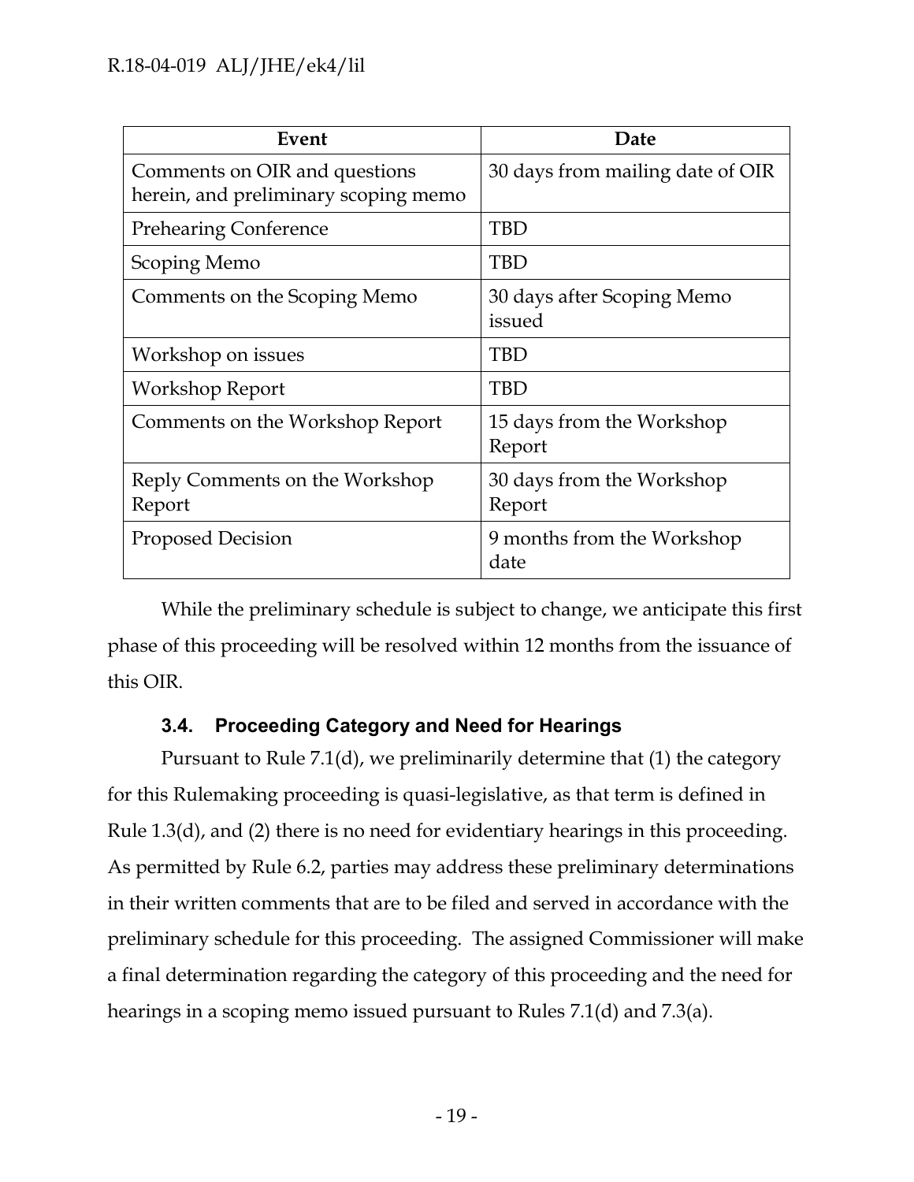| Event | Date |
| --- | --- |
| Comments on OIR and questions herein, and preliminary scoping memo | 30 days from mailing date of OIR |
| Prehearing Conference | TBD |
| Scoping Memo | TBD |
| Comments on the Scoping Memo | 30 days after Scoping Memo issued |
| Workshop on issues | TBD |
| Workshop Report | TBD |
| Comments on the Workshop Report | 15 days from the Workshop Report |
| Reply Comments on the Workshop Report | 30 days from the Workshop Report |
| Proposed Decision | 9 months from the Workshop date |

While the preliminary schedule is subject to change, we anticipate this first phase of this proceeding will be resolved within 12 months from the issuance of this OIR.

### 3.4. Proceeding Category and Need for Hearings

Pursuant to Rule 7.1(d), we preliminarily determine that (1) the category for this Rulemaking proceeding is quasi-legislative, as that term is defined in Rule 1.3(d), and (2) there is no need for evidentiary hearings in this proceeding. As permitted by Rule 6.2, parties may address these preliminary determinations in their written comments that are to be filed and served in accordance with the preliminary schedule for this proceeding. The assigned Commissioner will make a final determination regarding the category of this proceeding and the need for hearings in a scoping memo issued pursuant to Rules 7.1(d) and 7.3(a).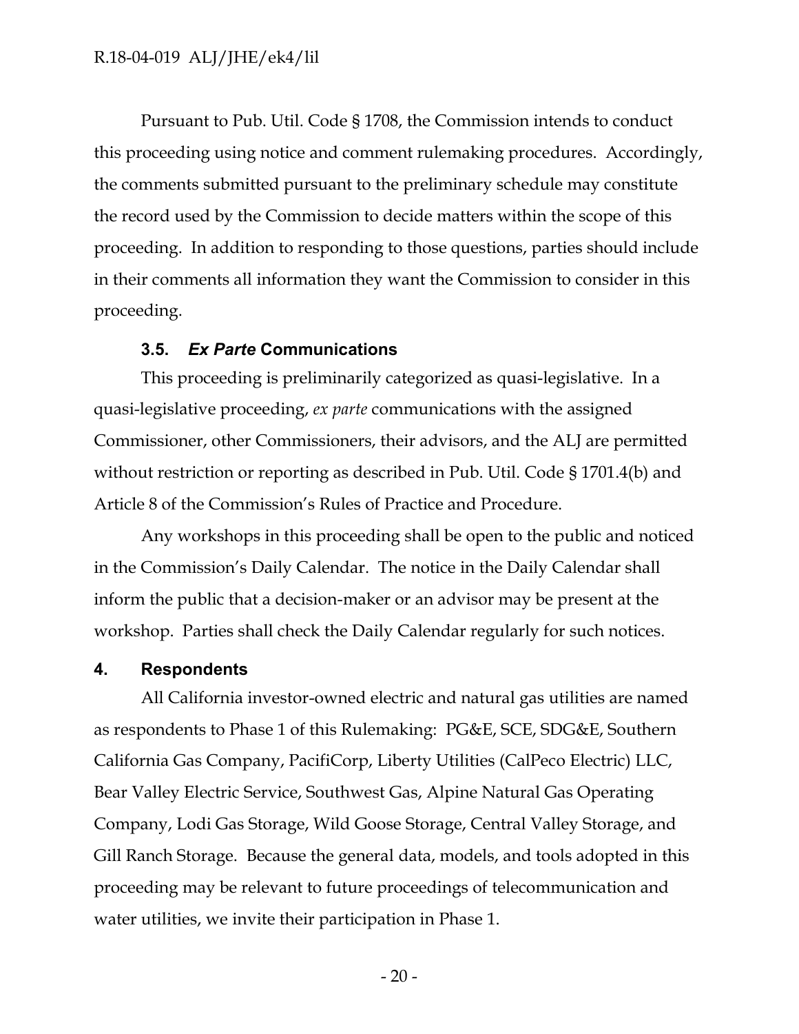Pursuant to Pub. Util. Code § 1708, the Commission intends to conduct this proceeding using notice and comment rulemaking procedures. Accordingly, the comments submitted pursuant to the preliminary schedule may constitute the record used by the Commission to decide matters within the scope of this proceeding. In addition to responding to those questions, parties should include in their comments all information they want the Commission to consider in this proceeding.

### 3.5. *Ex Parte* Communications

This proceeding is preliminarily categorized as quasi-legislative. In a quasi-legislative proceeding, *ex parte* communications with the assigned Commissioner, other Commissioners, their advisors, and the ALJ are permitted without restriction or reporting as described in Pub. Util. Code § 1701.4(b) and Article 8 of the Commission's Rules of Practice and Procedure.

Any workshops in this proceeding shall be open to the public and noticed in the Commission's Daily Calendar. The notice in the Daily Calendar shall inform the public that a decision-maker or an advisor may be present at the workshop. Parties shall check the Daily Calendar regularly for such notices.

## 4. Respondents

All California investor-owned electric and natural gas utilities are named as respondents to Phase 1 of this Rulemaking: PG&E, SCE, SDG&E, Southern California Gas Company, PacifiCorp, Liberty Utilities (CalPeco Electric) LLC, Bear Valley Electric Service, Southwest Gas, Alpine Natural Gas Operating Company, Lodi Gas Storage, Wild Goose Storage, Central Valley Storage, and Gill Ranch Storage. Because the general data, models, and tools adopted in this proceeding may be relevant to future proceedings of telecommunication and water utilities, we invite their participation in Phase 1.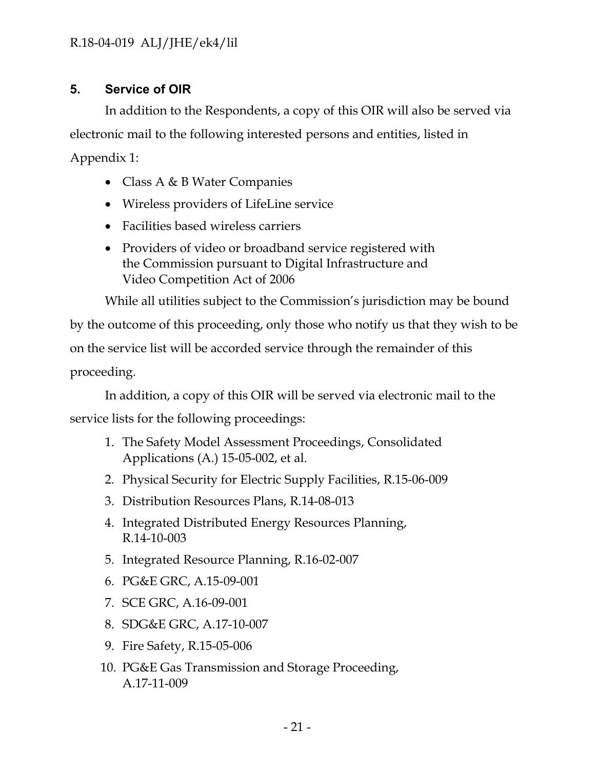## 5. Service of OIR

In addition to the Respondents, a copy of this OIR will also be served via electronic mail to the following interested persons and entities, listed in Appendix 1:

- Class A & B Water Companies
- Wireless providers of LifeLine service
- Facilities based wireless carriers
- Providers of video or broadband service registered with the Commission pursuant to Digital Infrastructure and Video Competition Act of 2006

While all utilities subject to the Commission's jurisdiction may be bound by the outcome of this proceeding, only those who notify us that they wish to be on the service list will be accorded service through the remainder of this proceeding.

In addition, a copy of this OIR will be served via electronic mail to the service lists for the following proceedings:

1. The Safety Model Assessment Proceedings, Consolidated Applications (A.) 15-05-002, et al.
2. Physical Security for Electric Supply Facilities, R.15-06-009
3. Distribution Resources Plans, R.14-08-013
4. Integrated Distributed Energy Resources Planning, R.14-10-003
5. Integrated Resource Planning, R.16-02-007
6. PG&E GRC, A.15-09-001
7. SCE GRC, A.16-09-001
8. SDG&E GRC, A.17-10-007
9. Fire Safety, R.15-05-006
10. PG&E Gas Transmission and Storage Proceeding, A.17-11-009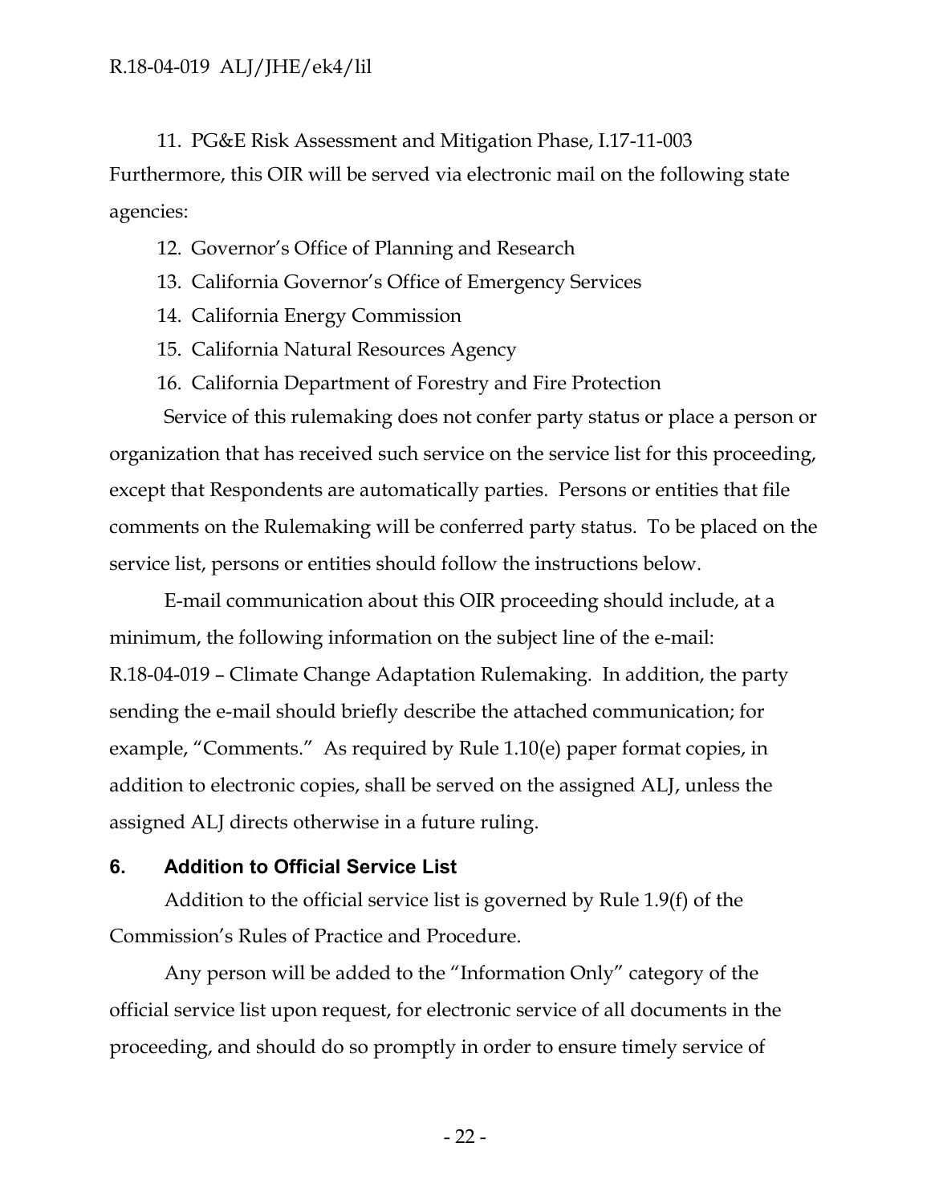11. PG&E Risk Assessment and Mitigation Phase, I.17-11-003

Furthermore, this OIR will be served via electronic mail on the following state agencies:

12. Governor's Office of Planning and Research
13. California Governor's Office of Emergency Services
14. California Energy Commission
15. California Natural Resources Agency
16. California Department of Forestry and Fire Protection

Service of this rulemaking does not confer party status or place a person or organization that has received such service on the service list for this proceeding, except that Respondents are automatically parties. Persons or entities that file comments on the Rulemaking will be conferred party status. To be placed on the service list, persons or entities should follow the instructions below.

E-mail communication about this OIR proceeding should include, at a minimum, the following information on the subject line of the e-mail: R.18-04-019 – Climate Change Adaptation Rulemaking. In addition, the party sending the e-mail should briefly describe the attached communication; for example, "Comments." As required by Rule 1.10(e) paper format copies, in addition to electronic copies, shall be served on the assigned ALJ, unless the assigned ALJ directs otherwise in a future ruling.

## 6. Addition to Official Service List

Addition to the official service list is governed by Rule 1.9(f) of the Commission's Rules of Practice and Procedure.

Any person will be added to the "Information Only" category of the official service list upon request, for electronic service of all documents in the proceeding, and should do so promptly in order to ensure timely service of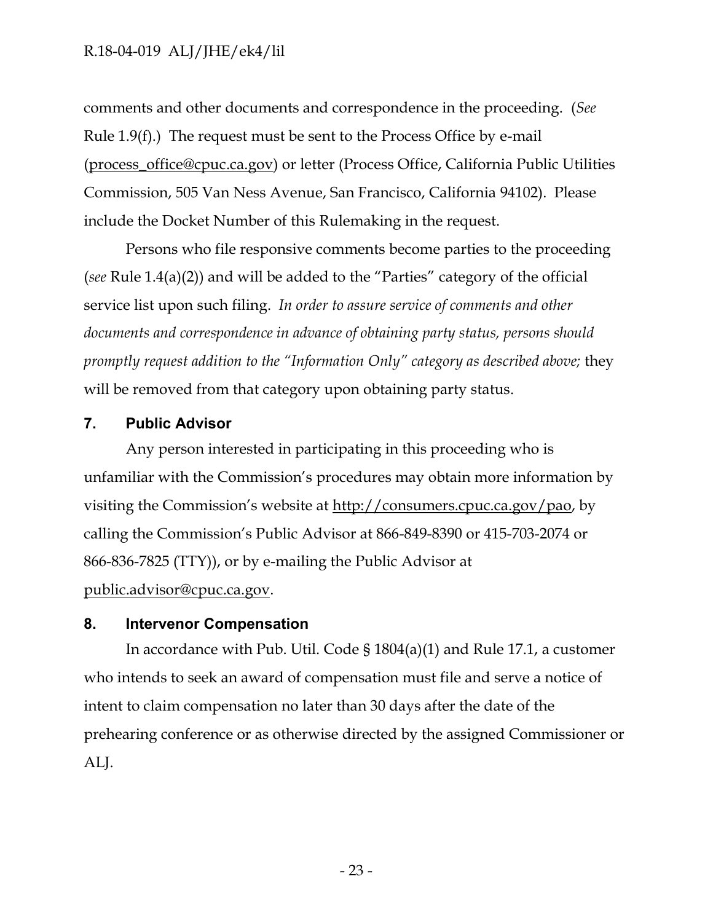comments and other documents and correspondence in the proceeding. (*See* Rule 1.9(f).) The request must be sent to the Process Office by e-mail (process_office@cpuc.ca.gov) or letter (Process Office, California Public Utilities Commission, 505 Van Ness Avenue, San Francisco, California 94102). Please include the Docket Number of this Rulemaking in the request.

Persons who file responsive comments become parties to the proceeding (*see* Rule 1.4(a)(2)) and will be added to the "Parties" category of the official service list upon such filing. *In order to assure service of comments and other documents and correspondence in advance of obtaining party status, persons should promptly request addition to the "Information Only" category as described above;* they will be removed from that category upon obtaining party status.

## 7. Public Advisor

Any person interested in participating in this proceeding who is unfamiliar with the Commission's procedures may obtain more information by visiting the Commission's website at http://consumers.cpuc.ca.gov/pao, by calling the Commission's Public Advisor at 866-849-8390 or 415-703-2074 or 866-836-7825 (TTY)), or by e-mailing the Public Advisor at public.advisor@cpuc.ca.gov.

## 8. Intervenor Compensation

In accordance with Pub. Util. Code § 1804(a)(1) and Rule 17.1, a customer who intends to seek an award of compensation must file and serve a notice of intent to claim compensation no later than 30 days after the date of the prehearing conference or as otherwise directed by the assigned Commissioner or ALJ.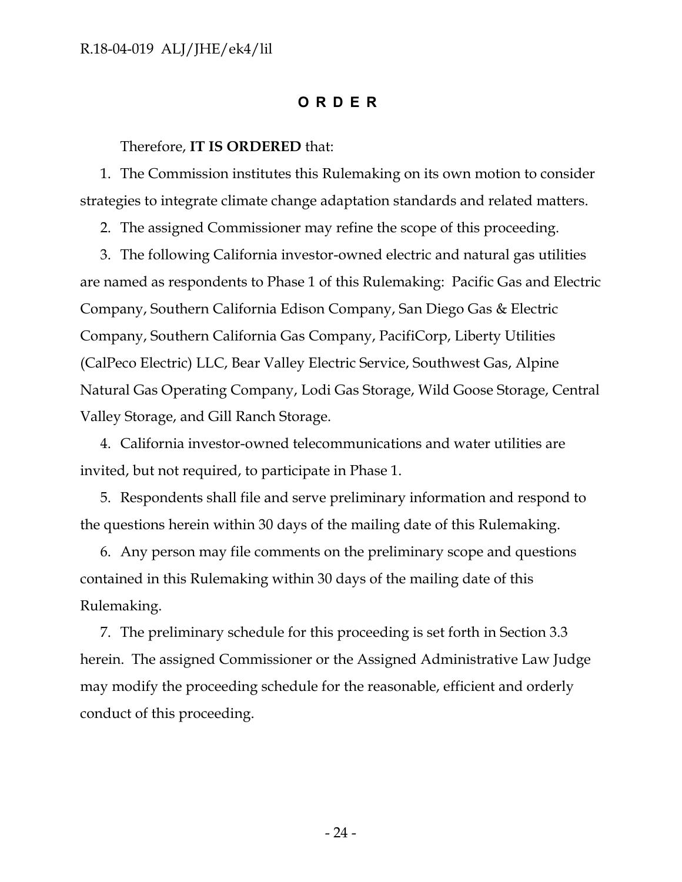# O R D E R

Therefore, **IT IS ORDERED** that:

1. The Commission institutes this Rulemaking on its own motion to consider strategies to integrate climate change adaptation standards and related matters.
2. The assigned Commissioner may refine the scope of this proceeding.
3. The following California investor-owned electric and natural gas utilities are named as respondents to Phase 1 of this Rulemaking: Pacific Gas and Electric Company, Southern California Edison Company, San Diego Gas & Electric Company, Southern California Gas Company, PacifiCorp, Liberty Utilities (CalPeco Electric) LLC, Bear Valley Electric Service, Southwest Gas, Alpine Natural Gas Operating Company, Lodi Gas Storage, Wild Goose Storage, Central Valley Storage, and Gill Ranch Storage.
4. California investor-owned telecommunications and water utilities are invited, but not required, to participate in Phase 1.
5. Respondents shall file and serve preliminary information and respond to the questions herein within 30 days of the mailing date of this Rulemaking.
6. Any person may file comments on the preliminary scope and questions contained in this Rulemaking within 30 days of the mailing date of this Rulemaking.
7. The preliminary schedule for this proceeding is set forth in Section 3.3 herein. The assigned Commissioner or the Assigned Administrative Law Judge may modify the proceeding schedule for the reasonable, efficient and orderly conduct of this proceeding.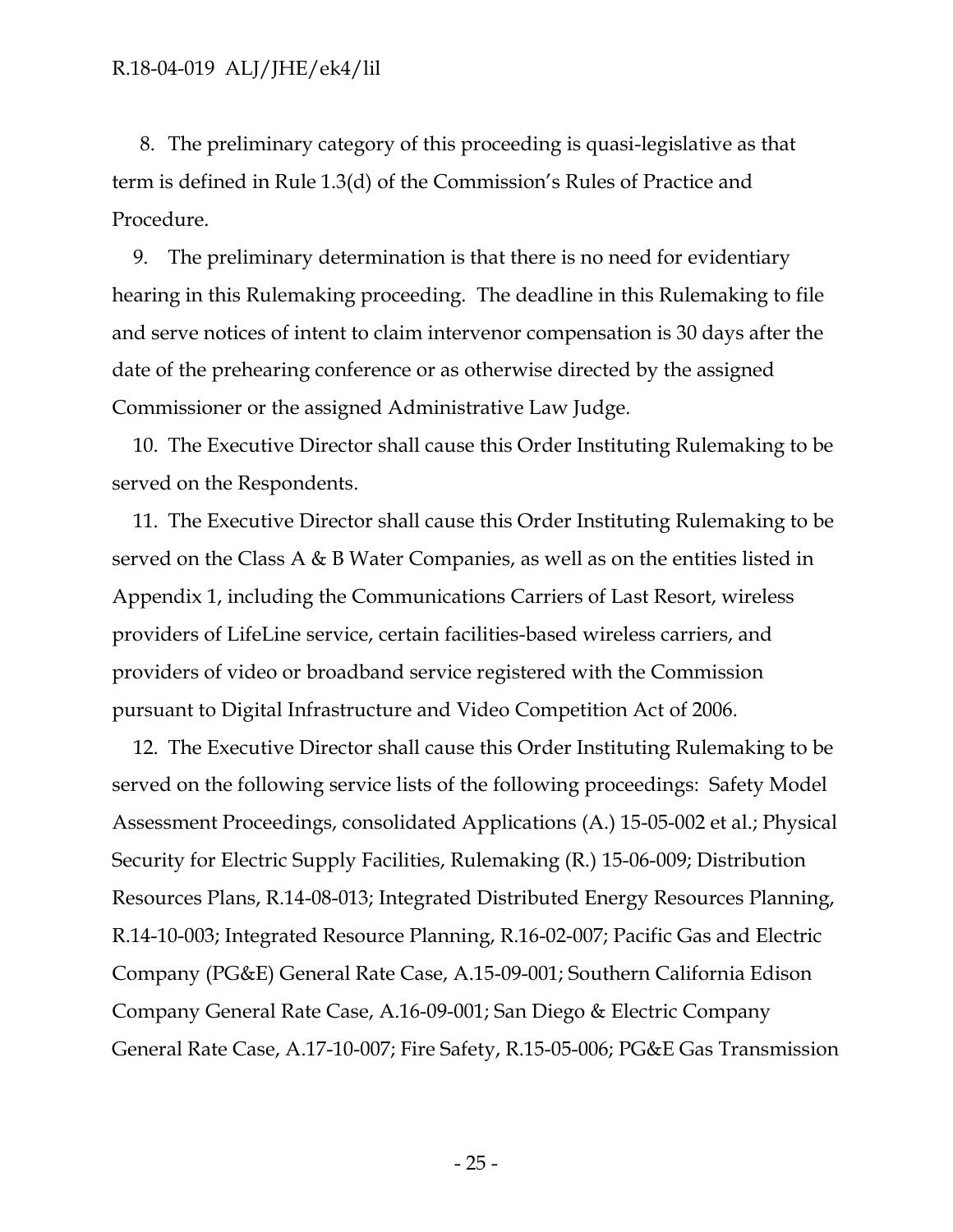8. The preliminary category of this proceeding is quasi-legislative as that term is defined in Rule 1.3(d) of the Commission's Rules of Practice and Procedure.

9. The preliminary determination is that there is no need for evidentiary hearing in this Rulemaking proceeding. The deadline in this Rulemaking to file and serve notices of intent to claim intervenor compensation is 30 days after the date of the prehearing conference or as otherwise directed by the assigned Commissioner or the assigned Administrative Law Judge.

10. The Executive Director shall cause this Order Instituting Rulemaking to be served on the Respondents.

11. The Executive Director shall cause this Order Instituting Rulemaking to be served on the Class A & B Water Companies, as well as on the entities listed in Appendix 1, including the Communications Carriers of Last Resort, wireless providers of LifeLine service, certain facilities-based wireless carriers, and providers of video or broadband service registered with the Commission pursuant to Digital Infrastructure and Video Competition Act of 2006.

12. The Executive Director shall cause this Order Instituting Rulemaking to be served on the following service lists of the following proceedings: Safety Model Assessment Proceedings, consolidated Applications (A.) 15-05-002 et al.; Physical Security for Electric Supply Facilities, Rulemaking (R.) 15-06-009; Distribution Resources Plans, R.14-08-013; Integrated Distributed Energy Resources Planning, R.14-10-003; Integrated Resource Planning, R.16-02-007; Pacific Gas and Electric Company (PG&E) General Rate Case, A.15-09-001; Southern California Edison Company General Rate Case, A.16-09-001; San Diego & Electric Company General Rate Case, A.17-10-007; Fire Safety, R.15-05-006; PG&E Gas Transmission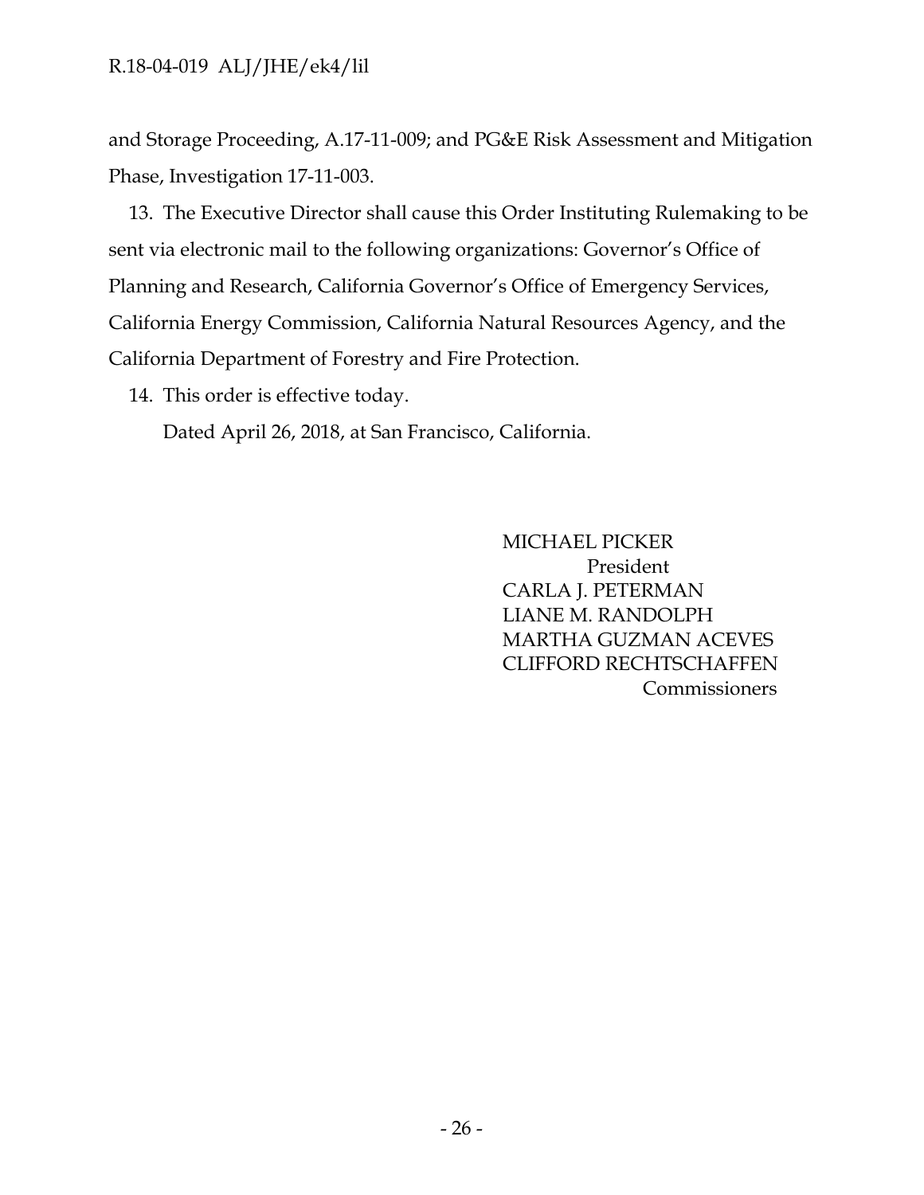and Storage Proceeding, A.17-11-009; and PG&E Risk Assessment and Mitigation Phase, Investigation 17-11-003.

13. The Executive Director shall cause this Order Instituting Rulemaking to be sent via electronic mail to the following organizations: Governor's Office of Planning and Research, California Governor's Office of Emergency Services, California Energy Commission, California Natural Resources Agency, and the California Department of Forestry and Fire Protection.

14. This order is effective today.

Dated April 26, 2018, at San Francisco, California.

MICHAEL PICKER
President
CARLA J. PETERMAN
LIANE M. RANDOLPH
MARTHA GUZMAN ACEVES
CLIFFORD RECHTSCHAFFEN
Commissioners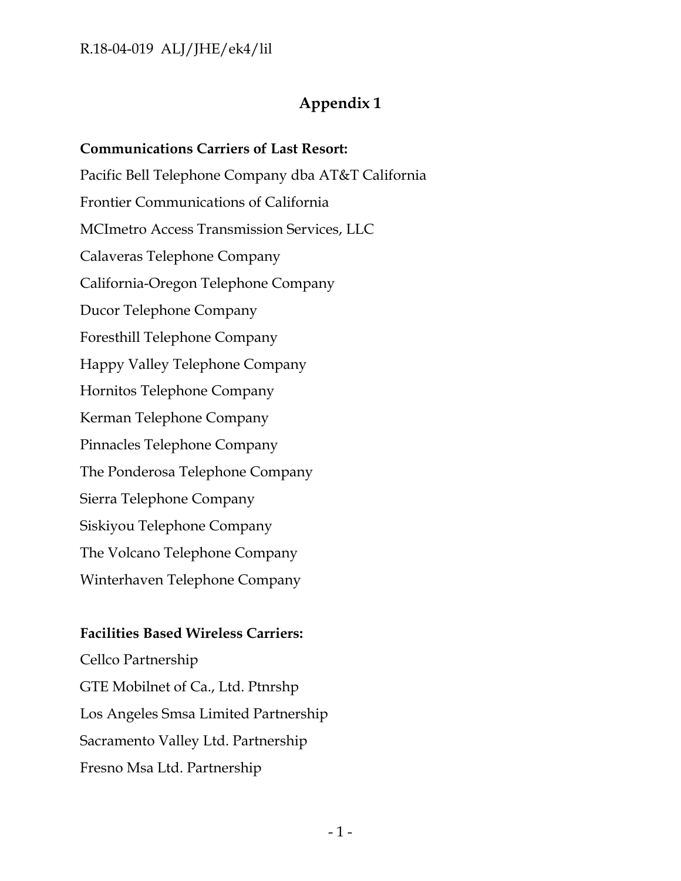# Appendix 1

**Communications Carriers of Last Resort:**

Pacific Bell Telephone Company dba AT&T California

Frontier Communications of California

MCImetro Access Transmission Services, LLC

Calaveras Telephone Company

California-Oregon Telephone Company

Ducor Telephone Company

Foresthill Telephone Company

Happy Valley Telephone Company

Hornitos Telephone Company

Kerman Telephone Company

Pinnacles Telephone Company

The Ponderosa Telephone Company

Sierra Telephone Company

Siskiyou Telephone Company

The Volcano Telephone Company

Winterhaven Telephone Company

**Facilities Based Wireless Carriers:**

Cellco Partnership

GTE Mobilnet of Ca., Ltd. Ptnrshp

Los Angeles Smsa Limited Partnership

Sacramento Valley Ltd. Partnership

Fresno Msa Ltd. Partnership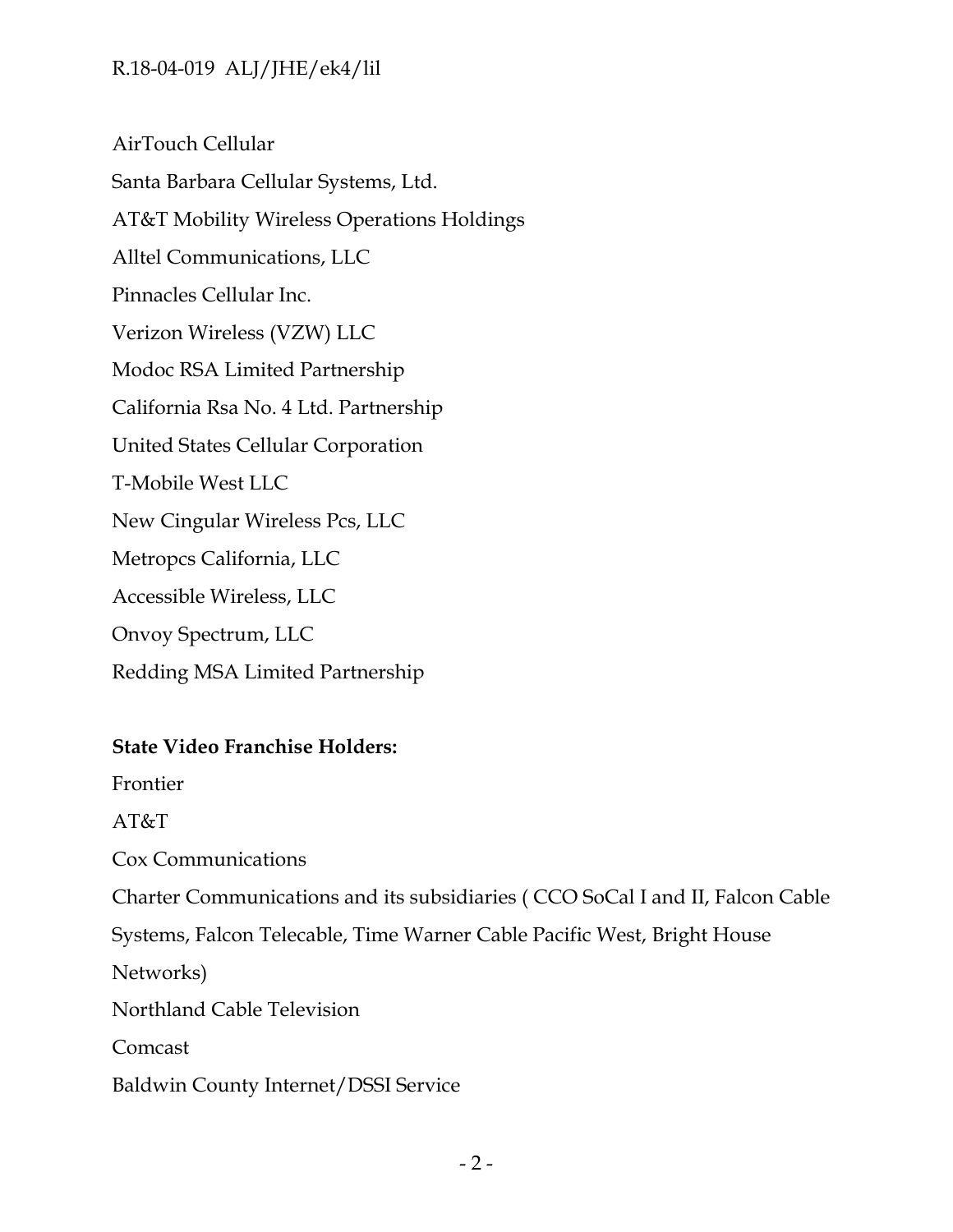AirTouch Cellular

Santa Barbara Cellular Systems, Ltd.

AT&T Mobility Wireless Operations Holdings

Alltel Communications, LLC

Pinnacles Cellular Inc.

Verizon Wireless (VZW) LLC

Modoc RSA Limited Partnership

California Rsa No. 4 Ltd. Partnership

United States Cellular Corporation

T-Mobile West LLC

New Cingular Wireless Pcs, LLC

Metropcs California, LLC

Accessible Wireless, LLC

Onvoy Spectrum, LLC

Redding MSA Limited Partnership

**State Video Franchise Holders:**

Frontier

AT&T

Cox Communications

Charter Communications and its subsidiaries ( CCO SoCal I and II, Falcon Cable Systems, Falcon Telecable, Time Warner Cable Pacific West, Bright House Networks)

Northland Cable Television

Comcast

Baldwin County Internet/DSSI Service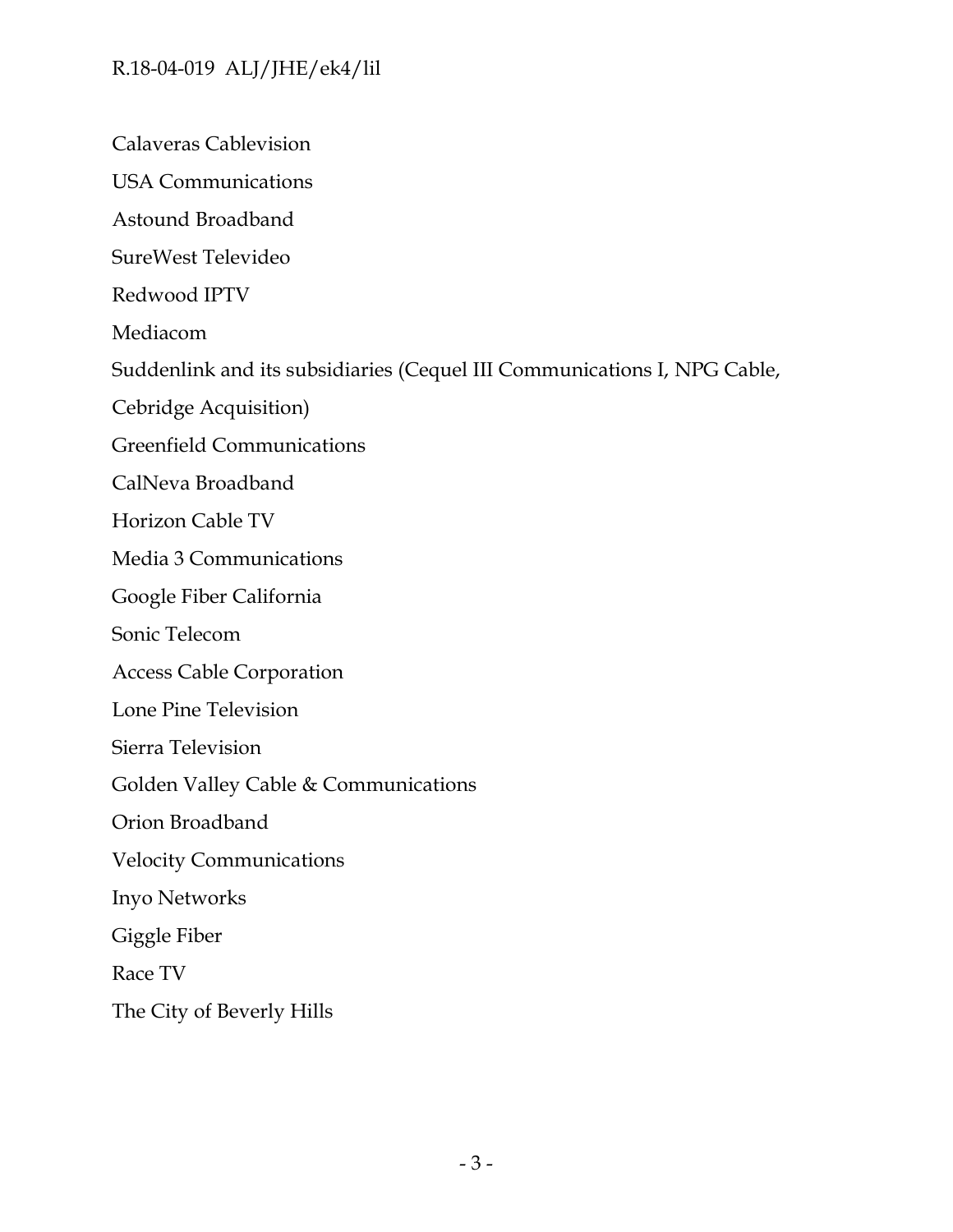Calaveras Cablevision

USA Communications

Astound Broadband

SureWest Televideo

Redwood IPTV

Mediacom

Suddenlink and its subsidiaries (Cequel III Communications I, NPG Cable, Cebridge Acquisition)

Greenfield Communications

CalNeva Broadband

Horizon Cable TV

Media 3 Communications

Google Fiber California

Sonic Telecom

Access Cable Corporation

Lone Pine Television

Sierra Television

Golden Valley Cable & Communications

Orion Broadband

Velocity Communications

Inyo Networks

Giggle Fiber

Race TV

The City of Beverly Hills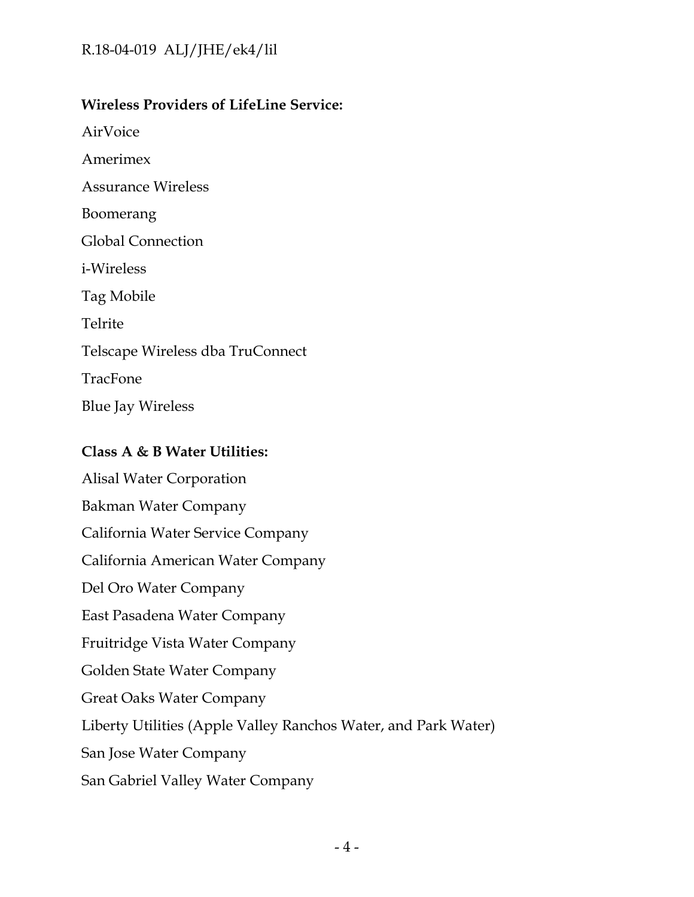**Wireless Providers of LifeLine Service:**

AirVoice

Amerimex

Assurance Wireless

Boomerang

Global Connection

i-Wireless

Tag Mobile

Telrite

Telscape Wireless dba TruConnect

TracFone

Blue Jay Wireless

**Class A & B Water Utilities:**

Alisal Water Corporation

Bakman Water Company

California Water Service Company

California American Water Company

Del Oro Water Company

East Pasadena Water Company

Fruitridge Vista Water Company

Golden State Water Company

Great Oaks Water Company

Liberty Utilities (Apple Valley Ranchos Water, and Park Water)

San Jose Water Company

San Gabriel Valley Water Company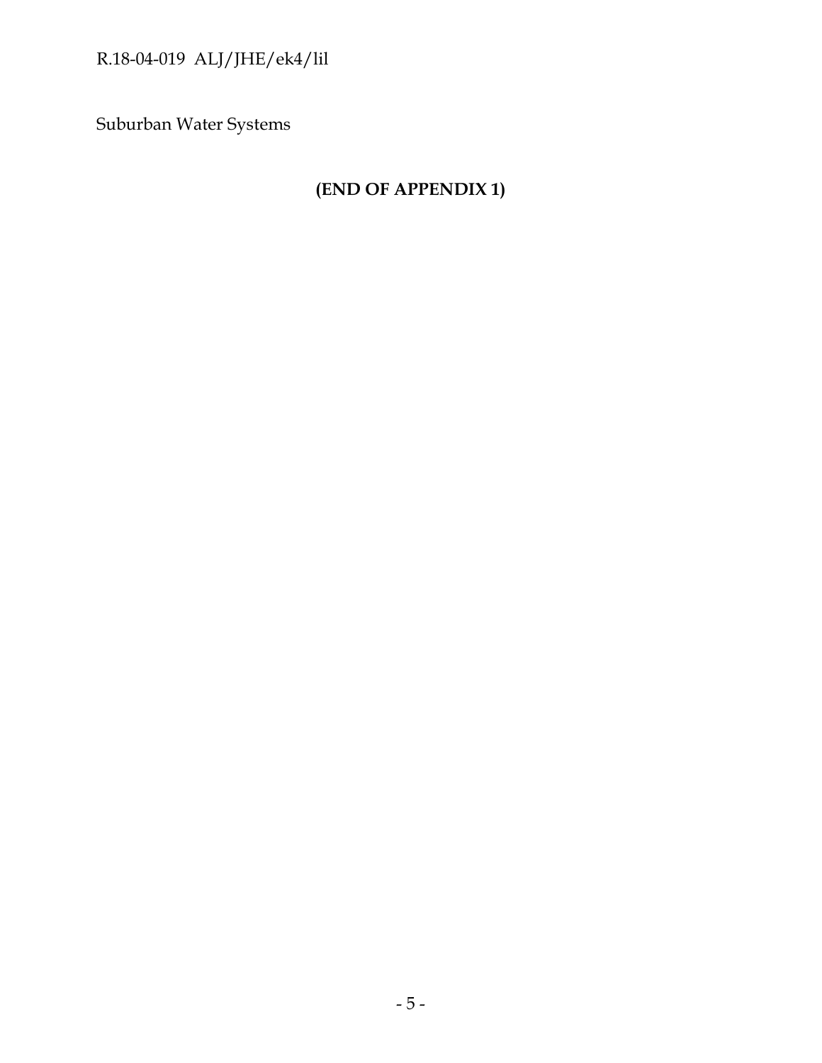Suburban Water Systems

**(END OF APPENDIX 1)**